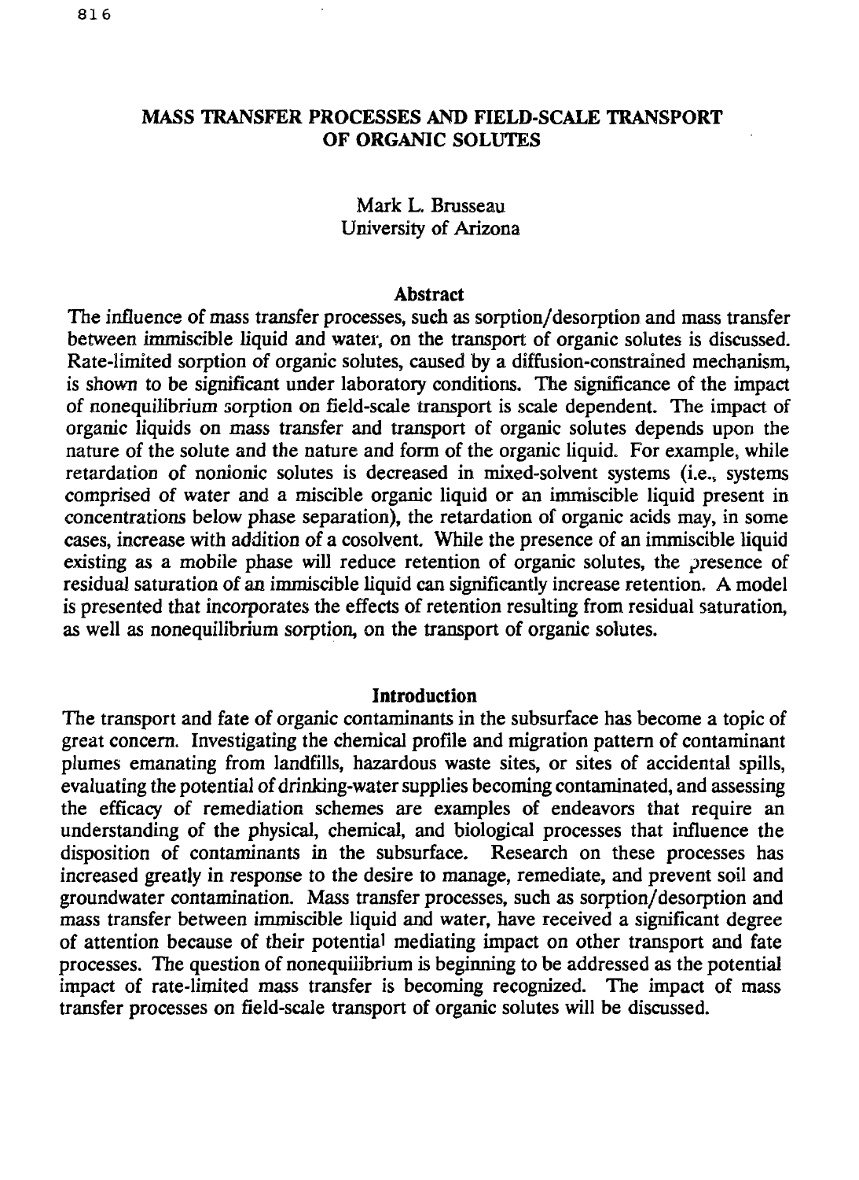# MASS TRANSFER PROCESSES AND FIELD-SCALE TRANSPORT OF ORGANIC SOLUTES

Mark L. Brusseau
University of Arizona

## Abstract

The influence of mass transfer processes, such as sorption/desorption and mass transfer between immiscible liquid and water, on the transport of organic solutes is discussed. Rate-limited sorption of organic solutes, caused by a diffusion-constrained mechanism, is shown to be significant under laboratory conditions. The significance of the impact of nonequilibrium sorption on field-scale transport is scale dependent. The impact of organic liquids on mass transfer and transport of organic solutes depends upon the nature of the solute and the nature and form of the organic liquid. For example, while retardation of nonionic solutes is decreased in mixed-solvent systems (i.e., systems comprised of water and a miscible organic liquid or an immiscible liquid present in concentrations below phase separation), the retardation of organic acids may, in some cases, increase with addition of a cosolvent. While the presence of an immiscible liquid existing as a mobile phase will reduce retention of organic solutes, the presence of residual saturation of an immiscible liquid can significantly increase retention. A model is presented that incorporates the effects of retention resulting from residual saturation, as well as nonequilibrium sorption, on the transport of organic solutes.

## Introduction

The transport and fate of organic contaminants in the subsurface has become a topic of great concern. Investigating the chemical profile and migration pattern of contaminant plumes emanating from landfills, hazardous waste sites, or sites of accidental spills, evaluating the potential of drinking-water supplies becoming contaminated, and assessing the efficacy of remediation schemes are examples of endeavors that require an understanding of the physical, chemical, and biological processes that influence the disposition of contaminants in the subsurface. Research on these processes has increased greatly in response to the desire to manage, remediate, and prevent soil and groundwater contamination. Mass transfer processes, such as sorption/desorption and mass transfer between immiscible liquid and water, have received a significant degree of attention because of their potential mediating impact on other transport and fate processes. The question of nonequilibrium is beginning to be addressed as the potential impact of rate-limited mass transfer is becoming recognized. The impact of mass transfer processes on field-scale transport of organic solutes will be discussed.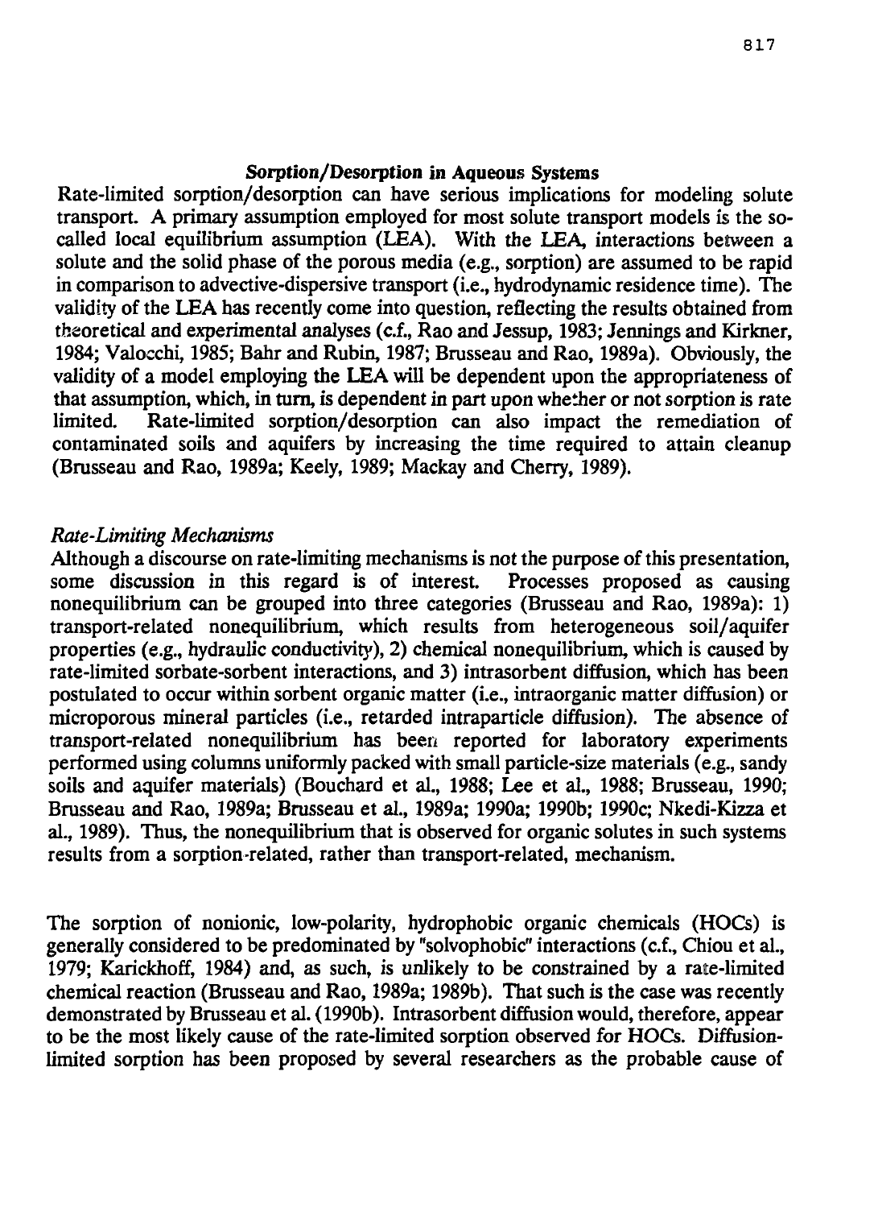## Sorption/Desorption in Aqueous Systems

Rate-limited sorption/desorption can have serious implications for modeling solute transport. A primary assumption employed for most solute transport models is the so-called local equilibrium assumption (LEA). With the LEA, interactions between a solute and the solid phase of the porous media (e.g., sorption) are assumed to be rapid in comparison to advective-dispersive transport (i.e., hydrodynamic residence time). The validity of the LEA has recently come into question, reflecting the results obtained from theoretical and experimental analyses (c.f., Rao and Jessup, 1983; Jennings and Kirkner, 1984; Valocchi, 1985; Bahr and Rubin, 1987; Brusseau and Rao, 1989a). Obviously, the validity of a model employing the LEA will be dependent upon the appropriateness of that assumption, which, in turn, is dependent in part upon whether or not sorption is rate limited. Rate-limited sorption/desorption can also impact the remediation of contaminated soils and aquifers by increasing the time required to attain cleanup (Brusseau and Rao, 1989a; Keely, 1989; Mackay and Cherry, 1989).

### *Rate-Limiting Mechanisms*

Although a discourse on rate-limiting mechanisms is not the purpose of this presentation, some discussion in this regard is of interest. Processes proposed as causing nonequilibrium can be grouped into three categories (Brusseau and Rao, 1989a): 1) transport-related nonequilibrium, which results from heterogeneous soil/aquifer properties (e.g., hydraulic conductivity), 2) chemical nonequilibrium, which is caused by rate-limited sorbate-sorbent interactions, and 3) intrasorbent diffusion, which has been postulated to occur within sorbent organic matter (i.e., intraorganic matter diffusion) or microporous mineral particles (i.e., retarded intraparticle diffusion). The absence of transport-related nonequilibrium has been reported for laboratory experiments performed using columns uniformly packed with small particle-size materials (e.g., sandy soils and aquifer materials) (Bouchard et al., 1988; Lee et al., 1988; Brusseau, 1990; Brusseau and Rao, 1989a; Brusseau et al., 1989a; 1990a; 1990b; 1990c; Nkedi-Kizza et al., 1989). Thus, the nonequilibrium that is observed for organic solutes in such systems results from a sorption-related, rather than transport-related, mechanism.

The sorption of nonionic, low-polarity, hydrophobic organic chemicals (HOCs) is generally considered to be predominated by "solvophobic" interactions (c.f., Chiou et al., 1979; Karickhoff, 1984) and, as such, is unlikely to be constrained by a rate-limited chemical reaction (Brusseau and Rao, 1989a; 1989b). That such is the case was recently demonstrated by Brusseau et al. (1990b). Intrasorbent diffusion would, therefore, appear to be the most likely cause of the rate-limited sorption observed for HOCs. Diffusion-limited sorption has been proposed by several researchers as the probable cause of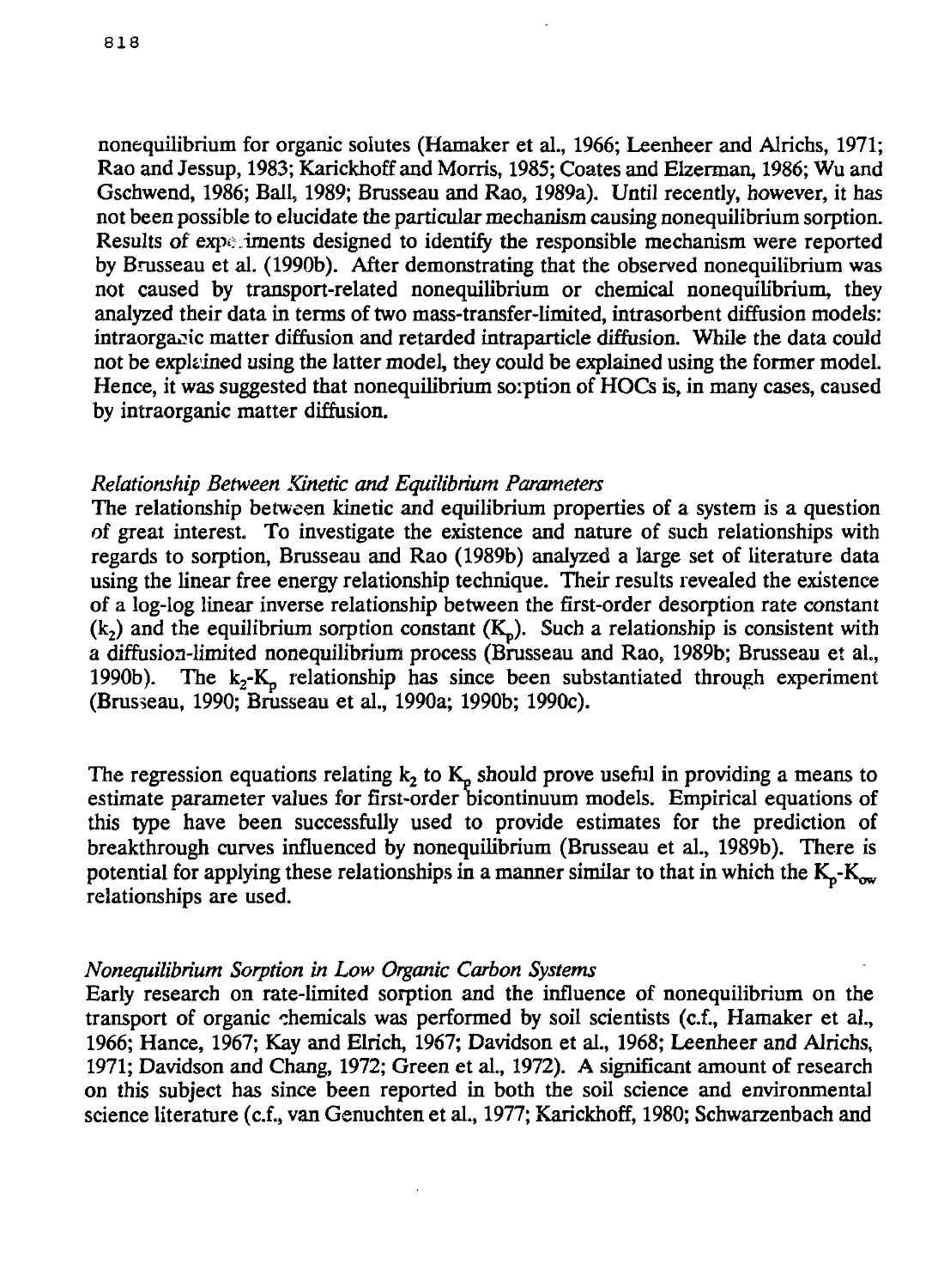nonequilibrium for organic solutes (Hamaker et al., 1966; Leenheer and Alrichs, 1971; Rao and Jessup, 1983; Karickhoff and Morris, 1985; Coates and Elzerman, 1986; Wu and Gschwend, 1986; Ball, 1989; Brusseau and Rao, 1989a). Until recently, however, it has not been possible to elucidate the particular mechanism causing nonequilibrium sorption. Results of experiments designed to identify the responsible mechanism were reported by Brusseau et al. (1990b). After demonstrating that the observed nonequilibrium was not caused by transport-related nonequilibrium or chemical nonequilibrium, they analyzed their data in terms of two mass-transfer-limited, intrasorbent diffusion models: intraorganic matter diffusion and retarded intraparticle diffusion. While the data could not be explained using the latter model, they could be explained using the former model. Hence, it was suggested that nonequilibrium sorption of HOCs is, in many cases, caused by intraorganic matter diffusion.

### *Relationship Between Kinetic and Equilibrium Parameters*

The relationship between kinetic and equilibrium properties of a system is a question of great interest. To investigate the existence and nature of such relationships with regards to sorption, Brusseau and Rao (1989b) analyzed a large set of literature data using the linear free energy relationship technique. Their results revealed the existence of a log-log linear inverse relationship between the first-order desorption rate constant ($k_2$) and the equilibrium sorption constant ($K_p$). Such a relationship is consistent with a diffusion-limited nonequilibrium process (Brusseau and Rao, 1989b; Brusseau et al., 1990b). The $k_2$-$K_p$ relationship has since been substantiated through experiment (Brusseau, 1990; Brusseau et al., 1990a; 1990b; 1990c).

The regression equations relating $k_2$ to $K_p$ should prove useful in providing a means to estimate parameter values for first-order bicontinuum models. Empirical equations of this type have been successfully used to provide estimates for the prediction of breakthrough curves influenced by nonequilibrium (Brusseau et al., 1989b). There is potential for applying these relationships in a manner similar to that in which the $K_p$-$K_{ow}$ relationships are used.

### *Nonequilibrium Sorption in Low Organic Carbon Systems*

Early research on rate-limited sorption and the influence of nonequilibrium on the transport of organic chemicals was performed by soil scientists (c.f., Hamaker et al., 1966; Hance, 1967; Kay and Elrich, 1967; Davidson et al., 1968; Leenheer and Alrichs, 1971; Davidson and Chang, 1972; Green et al., 1972). A significant amount of research on this subject has since been reported in both the soil science and environmental science literature (c.f., van Genuchten et al., 1977; Karickhoff, 1980; Schwarzenbach and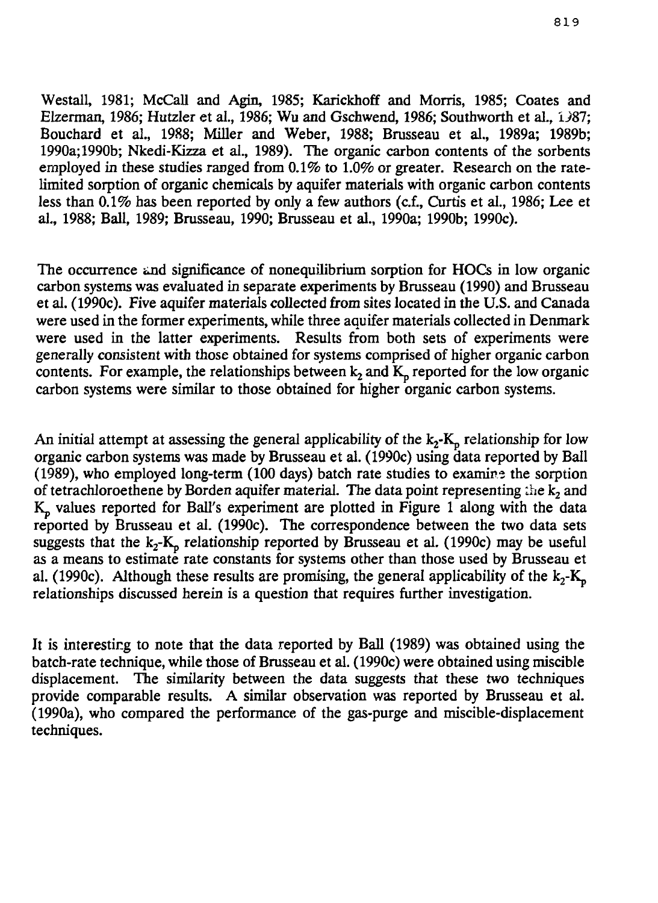Westall, 1981; McCall and Agin, 1985; Karickhoff and Morris, 1985; Coates and Elzerman, 1986; Hutzler et al., 1986; Wu and Gschwend, 1986; Southworth et al., 1987; Bouchard et al., 1988; Miller and Weber, 1988; Brusseau et al., 1989a; 1989b; 1990a;1990b; Nkedi-Kizza et al., 1989). The organic carbon contents of the sorbents employed in these studies ranged from 0.1% to 1.0% or greater. Research on the rate-limited sorption of organic chemicals by aquifer materials with organic carbon contents less than 0.1% has been reported by only a few authors (c.f., Curtis et al., 1986; Lee et al., 1988; Ball, 1989; Brusseau, 1990; Brusseau et al., 1990a; 1990b; 1990c).

The occurrence and significance of nonequilibrium sorption for HOCs in low organic carbon systems was evaluated in separate experiments by Brusseau (1990) and Brusseau et al. (1990c). Five aquifer materials collected from sites located in the U.S. and Canada were used in the former experiments, while three aquifer materials collected in Denmark were used in the latter experiments. Results from both sets of experiments were generally consistent with those obtained for systems comprised of higher organic carbon contents. For example, the relationships between $k_2$ and $K_p$ reported for the low organic carbon systems were similar to those obtained for higher organic carbon systems.

An initial attempt at assessing the general applicability of the $k_2$-$K_p$ relationship for low organic carbon systems was made by Brusseau et al. (1990c) using data reported by Ball (1989), who employed long-term (100 days) batch rate studies to examine the sorption of tetrachloroethene by Borden aquifer material. The data point representing the $k_2$ and $K_p$ values reported for Ball's experiment are plotted in Figure 1 along with the data reported by Brusseau et al. (1990c). The correspondence between the two data sets suggests that the $k_2$-$K_p$ relationship reported by Brusseau et al. (1990c) may be useful as a means to estimate rate constants for systems other than those used by Brusseau et al. (1990c). Although these results are promising, the general applicability of the $k_2$-$K_p$ relationships discussed herein is a question that requires further investigation.

It is interesting to note that the data reported by Ball (1989) was obtained using the batch-rate technique, while those of Brusseau et al. (1990c) were obtained using miscible displacement. The similarity between the data suggests that these two techniques provide comparable results. A similar observation was reported by Brusseau et al. (1990a), who compared the performance of the gas-purge and miscible-displacement techniques.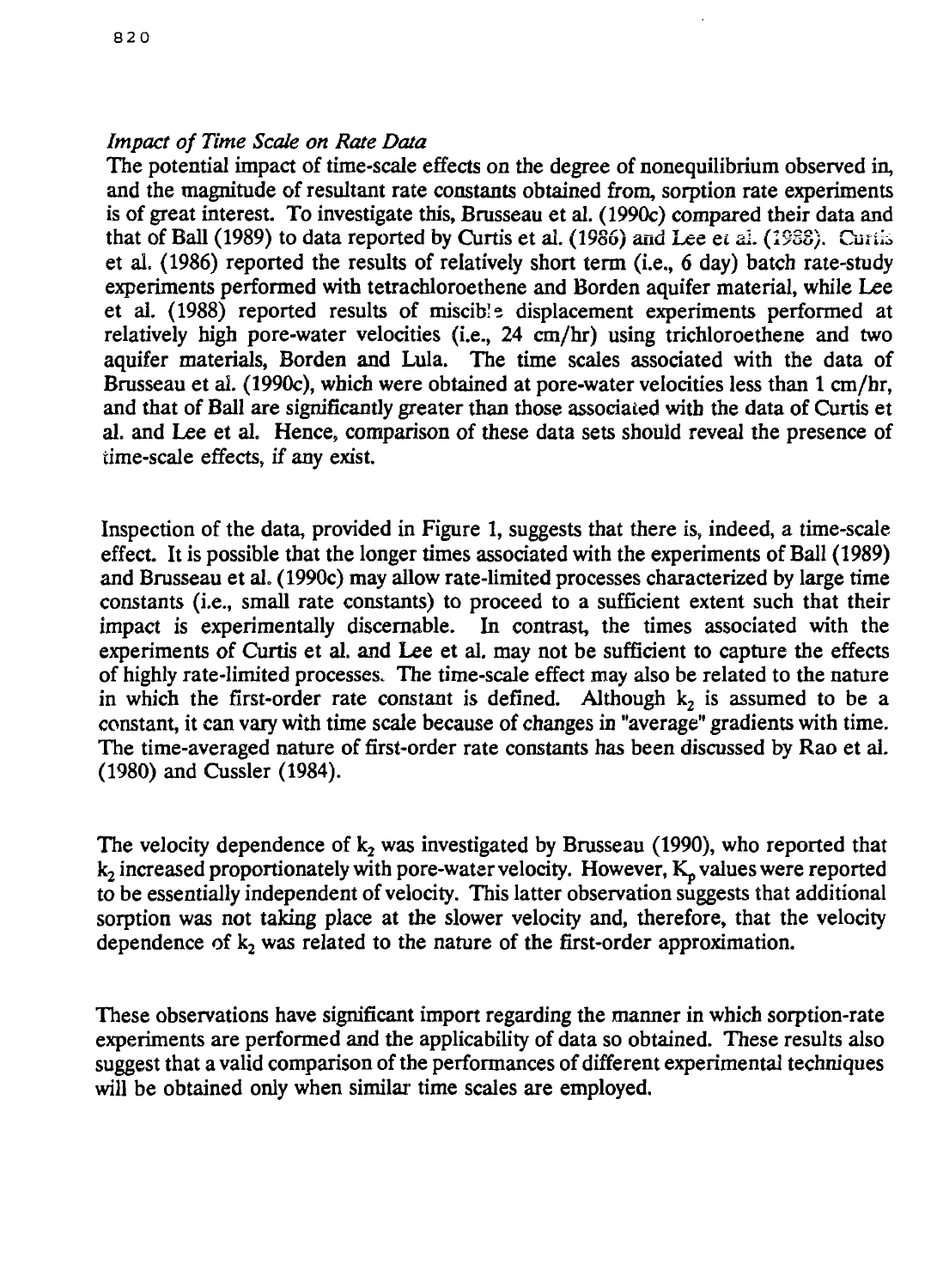*Impact of Time Scale on Rate Data*

The potential impact of time-scale effects on the degree of nonequilibrium observed in, and the magnitude of resultant rate constants obtained from, sorption rate experiments is of great interest. To investigate this, Brusseau et al. (1990c) compared their data and that of Ball (1989) to data reported by Curtis et al. (1986) and Lee et al. (1988). Curtis et al. (1986) reported the results of relatively short term (i.e., 6 day) batch rate-study experiments performed with tetrachloroethene and Borden aquifer material, while Lee et al. (1988) reported results of miscible displacement experiments performed at relatively high pore-water velocities (i.e., 24 cm/hr) using trichloroethene and two aquifer materials, Borden and Lula. The time scales associated with the data of Brusseau et al. (1990c), which were obtained at pore-water velocities less than 1 cm/hr, and that of Ball are significantly greater than those associated with the data of Curtis et al. and Lee et al. Hence, comparison of these data sets should reveal the presence of time-scale effects, if any exist.

Inspection of the data, provided in Figure 1, suggests that there is, indeed, a time-scale effect. It is possible that the longer times associated with the experiments of Ball (1989) and Brusseau et al. (1990c) may allow rate-limited processes characterized by large time constants (i.e., small rate constants) to proceed to a sufficient extent such that their impact is experimentally discernable. In contrast, the times associated with the experiments of Curtis et al. and Lee et al. may not be sufficient to capture the effects of highly rate-limited processes. The time-scale effect may also be related to the nature in which the first-order rate constant is defined. Although $k_2$ is assumed to be a constant, it can vary with time scale because of changes in "average" gradients with time. The time-averaged nature of first-order rate constants has been discussed by Rao et al. (1980) and Cussler (1984).

The velocity dependence of $k_2$ was investigated by Brusseau (1990), who reported that $k_2$ increased proportionately with pore-water velocity. However, $K_p$ values were reported to be essentially independent of velocity. This latter observation suggests that additional sorption was not taking place at the slower velocity and, therefore, that the velocity dependence of $k_2$ was related to the nature of the first-order approximation.

These observations have significant import regarding the manner in which sorption-rate experiments are performed and the applicability of data so obtained. These results also suggest that a valid comparison of the performances of different experimental techniques will be obtained only when similar time scales are employed.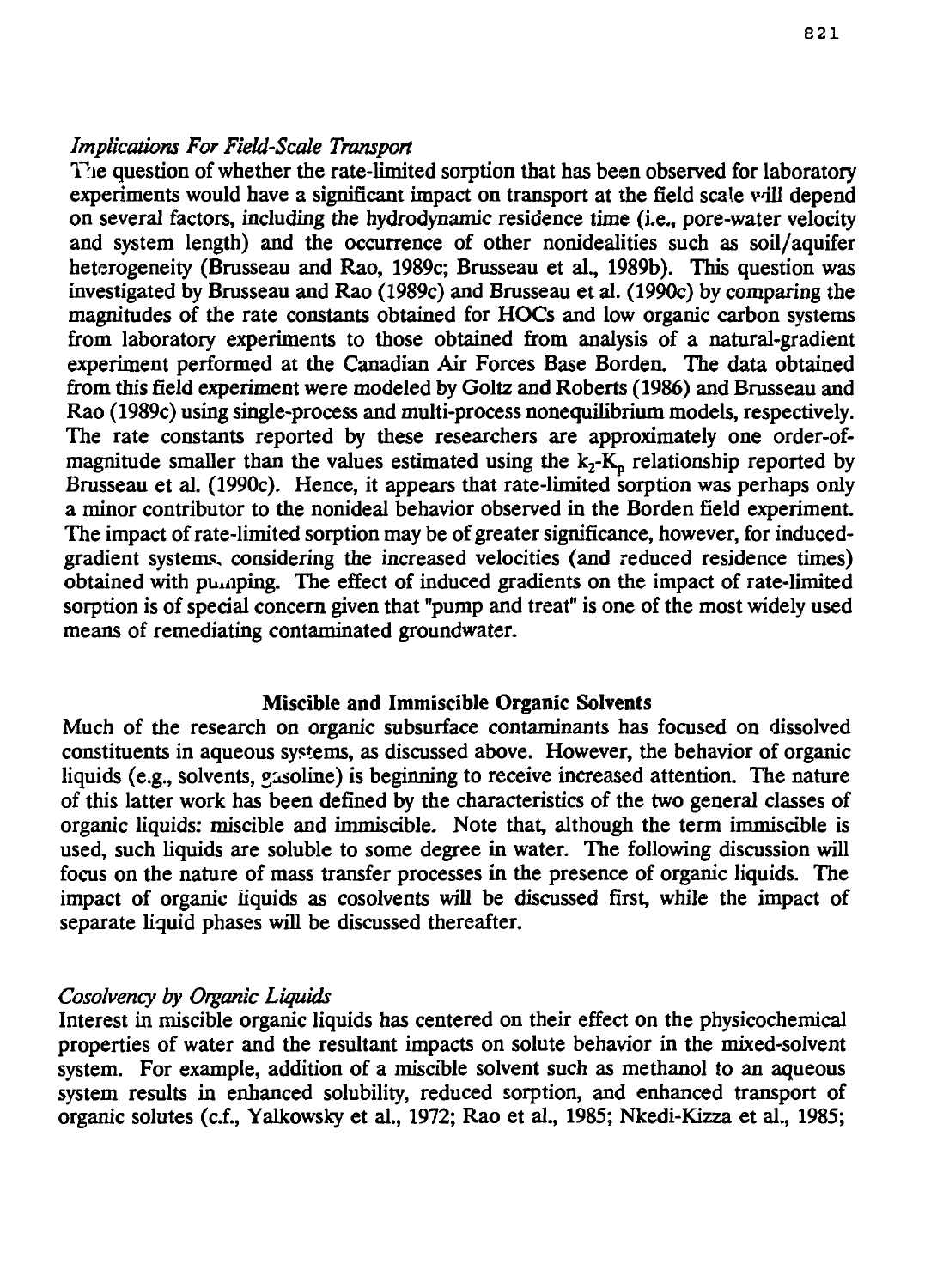### *Implications For Field-Scale Transport*

The question of whether the rate-limited sorption that has been observed for laboratory experiments would have a significant impact on transport at the field scale will depend on several factors, including the hydrodynamic residence time (i.e., pore-water velocity and system length) and the occurrence of other nonidealities such as soil/aquifer heterogeneity (Brusseau and Rao, 1989c; Brusseau et al., 1989b). This question was investigated by Brusseau and Rao (1989c) and Brusseau et al. (1990c) by comparing the magnitudes of the rate constants obtained for HOCs and low organic carbon systems from laboratory experiments to those obtained from analysis of a natural-gradient experiment performed at the Canadian Air Forces Base Borden. The data obtained from this field experiment were modeled by Goltz and Roberts (1986) and Brusseau and Rao (1989c) using single-process and multi-process nonequilibrium models, respectively. The rate constants reported by these researchers are approximately one order-of-magnitude smaller than the values estimated using the $k_2$-$K_p$ relationship reported by Brusseau et al. (1990c). Hence, it appears that rate-limited sorption was perhaps only a minor contributor to the nonideal behavior observed in the Borden field experiment. The impact of rate-limited sorption may be of greater significance, however, for induced-gradient systems, considering the increased velocities (and reduced residence times) obtained with pumping. The effect of induced gradients on the impact of rate-limited sorption is of special concern given that "pump and treat" is one of the most widely used means of remediating contaminated groundwater.

## Miscible and Immiscible Organic Solvents

Much of the research on organic subsurface contaminants has focused on dissolved constituents in aqueous systems, as discussed above. However, the behavior of organic liquids (e.g., solvents, gasoline) is beginning to receive increased attention. The nature of this latter work has been defined by the characteristics of the two general classes of organic liquids: miscible and immiscible. Note that, although the term immiscible is used, such liquids are soluble to some degree in water. The following discussion will focus on the nature of mass transfer processes in the presence of organic liquids. The impact of organic liquids as cosolvents will be discussed first, while the impact of separate liquid phases will be discussed thereafter.

### *Cosolvency by Organic Liquids*

Interest in miscible organic liquids has centered on their effect on the physicochemical properties of water and the resultant impacts on solute behavior in the mixed-solvent system. For example, addition of a miscible solvent such as methanol to an aqueous system results in enhanced solubility, reduced sorption, and enhanced transport of organic solutes (c.f., Yalkowsky et al., 1972; Rao et al., 1985; Nkedi-Kizza et al., 1985;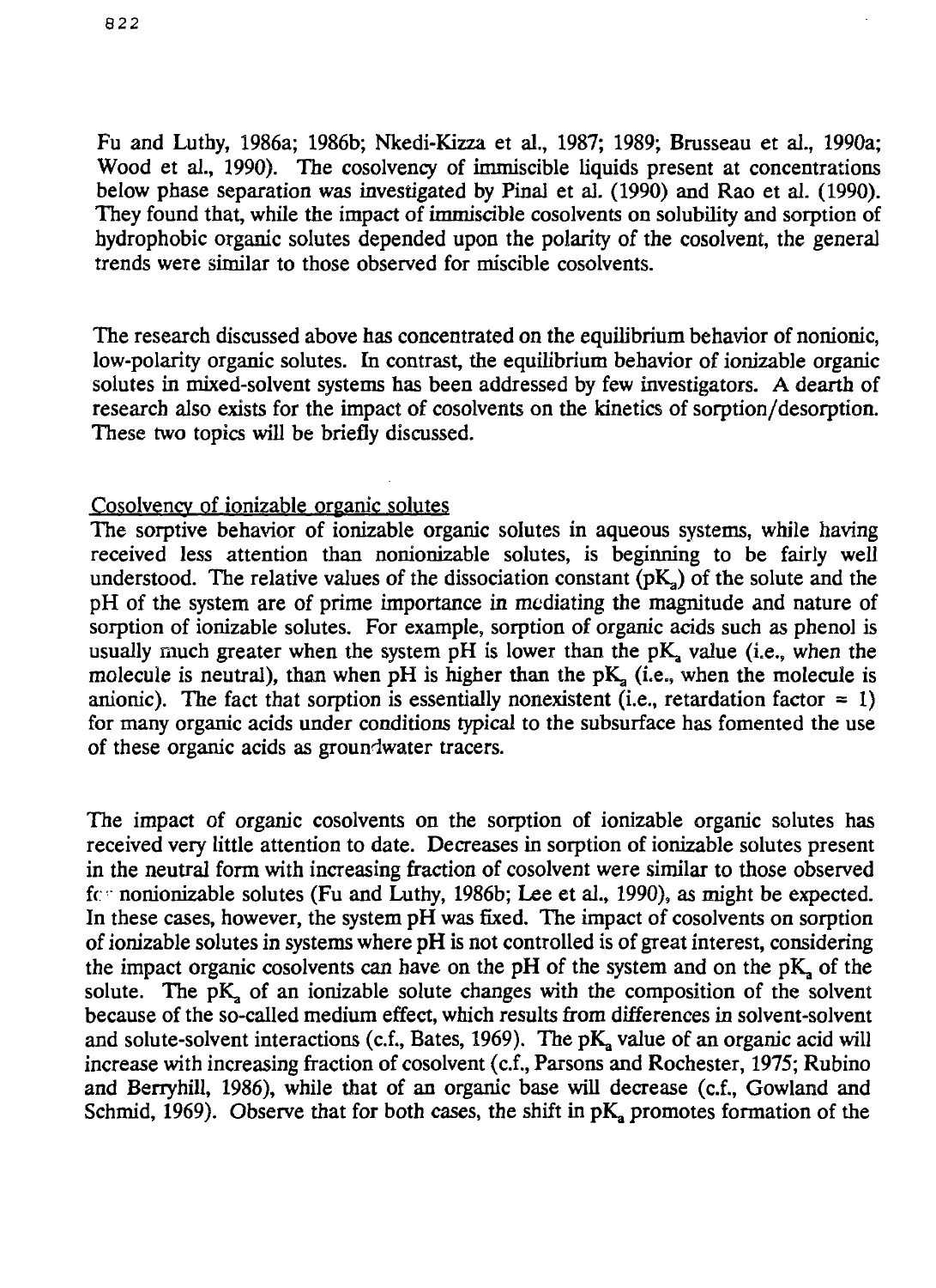Fu and Luthy, 1986a; 1986b; Nkedi-Kizza et al., 1987; 1989; Brusseau et al., 1990a; Wood et al., 1990). The cosolvency of immiscible liquids present at concentrations below phase separation was investigated by Pinal et al. (1990) and Rao et al. (1990). They found that, while the impact of immiscible cosolvents on solubility and sorption of hydrophobic organic solutes depended upon the polarity of the cosolvent, the general trends were similar to those observed for miscible cosolvents.

The research discussed above has concentrated on the equilibrium behavior of nonionic, low-polarity organic solutes. In contrast, the equilibrium behavior of ionizable organic solutes in mixed-solvent systems has been addressed by few investigators. A dearth of research also exists for the impact of cosolvents on the kinetics of sorption/desorption. These two topics will be briefly discussed.

## Cosolvency of ionizable organic solutes

The sorptive behavior of ionizable organic solutes in aqueous systems, while having received less attention than nonionizable solutes, is beginning to be fairly well understood. The relative values of the dissociation constant ($pK_a$) of the solute and the pH of the system are of prime importance in mediating the magnitude and nature of sorption of ionizable solutes. For example, sorption of organic acids such as phenol is usually much greater when the system pH is lower than the $pK_a$ value (i.e., when the molecule is neutral), than when pH is higher than the $pK_a$ (i.e., when the molecule is anionic). The fact that sorption is essentially nonexistent (i.e., retardation factor = 1) for many organic acids under conditions typical to the subsurface has fomented the use of these organic acids as groundwater tracers.

The impact of organic cosolvents on the sorption of ionizable organic solutes has received very little attention to date. Decreases in sorption of ionizable solutes present in the neutral form with increasing fraction of cosolvent were similar to those observed for nonionizable solutes (Fu and Luthy, 1986b; Lee et al., 1990), as might be expected. In these cases, however, the system pH was fixed. The impact of cosolvents on sorption of ionizable solutes in systems where pH is not controlled is of great interest, considering the impact organic cosolvents can have on the pH of the system and on the $pK_a$ of the solute. The $pK_a$ of an ionizable solute changes with the composition of the solvent because of the so-called medium effect, which results from differences in solvent-solvent and solute-solvent interactions (c.f., Bates, 1969). The $pK_a$ value of an organic acid will increase with increasing fraction of cosolvent (c.f., Parsons and Rochester, 1975; Rubino and Berryhill, 1986), while that of an organic base will decrease (c.f., Gowland and Schmid, 1969). Observe that for both cases, the shift in $pK_a$ promotes formation of the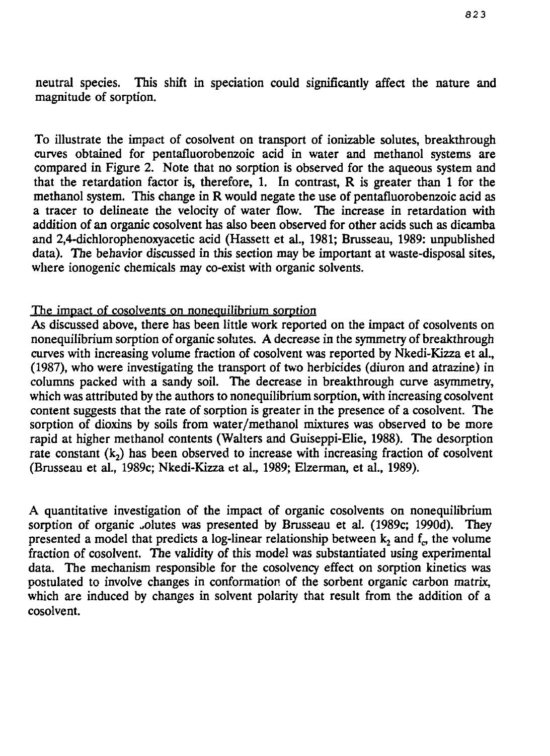neutral species. This shift in speciation could significantly affect the nature and magnitude of sorption.

To illustrate the impact of cosolvent on transport of ionizable solutes, breakthrough curves obtained for pentafluorobenzoic acid in water and methanol systems are compared in Figure 2. Note that no sorption is observed for the aqueous system and that the retardation factor is, therefore, 1. In contrast, R is greater than 1 for the methanol system. This change in R would negate the use of pentafluorobenzoic acid as a tracer to delineate the velocity of water flow. The increase in retardation with addition of an organic cosolvent has also been observed for other acids such as dicamba and 2,4-dichlorophenoxyacetic acid (Hassett et al., 1981; Brusseau, 1989: unpublished data). The behavior discussed in this section may be important at waste-disposal sites, where ionogenic chemicals may co-exist with organic solvents.

## The impact of cosolvents on nonequilibrium sorption

As discussed above, there has been little work reported on the impact of cosolvents on nonequilibrium sorption of organic solutes. A decrease in the symmetry of breakthrough curves with increasing volume fraction of cosolvent was reported by Nkedi-Kizza et al., (1987), who were investigating the transport of two herbicides (diuron and atrazine) in columns packed with a sandy soil. The decrease in breakthrough curve asymmetry, which was attributed by the authors to nonequilibrium sorption, with increasing cosolvent content suggests that the rate of sorption is greater in the presence of a cosolvent. The sorption of dioxins by soils from water/methanol mixtures was observed to be more rapid at higher methanol contents (Walters and Guiseppi-Elie, 1988). The desorption rate constant ($k_2$) has been observed to increase with increasing fraction of cosolvent (Brusseau et al., 1989c; Nkedi-Kizza et al., 1989; Elzerman, et al., 1989).

A quantitative investigation of the impact of organic cosolvents on nonequilibrium sorption of organic solutes was presented by Brusseau et al. (1989c; 1990d). They presented a model that predicts a log-linear relationship between $k_2$ and $f_c$, the volume fraction of cosolvent. The validity of this model was substantiated using experimental data. The mechanism responsible for the cosolvency effect on sorption kinetics was postulated to involve changes in conformation of the sorbent organic carbon matrix, which are induced by changes in solvent polarity that result from the addition of a cosolvent.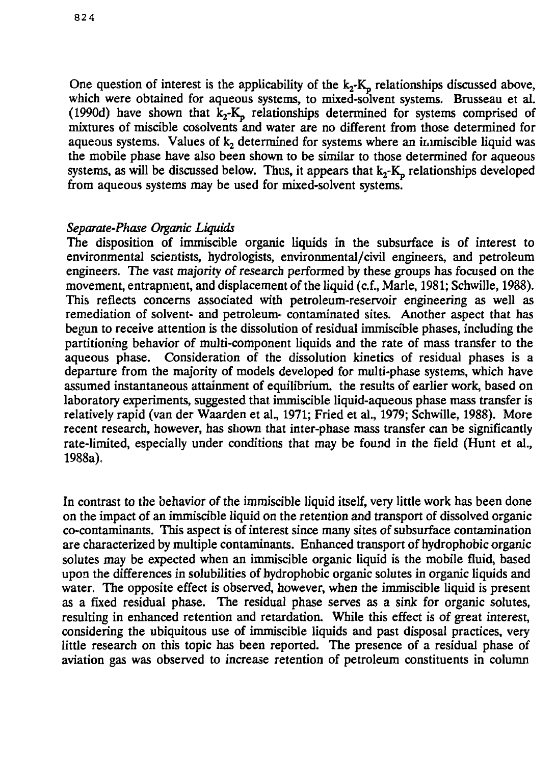One question of interest is the applicability of the $k_2$-$K_p$ relationships discussed above, which were obtained for aqueous systems, to mixed-solvent systems. Brusseau et al. (1990d) have shown that $k_2$-$K_p$ relationships determined for systems comprised of mixtures of miscible cosolvents and water are no different from those determined for aqueous systems. Values of $k_2$ determined for systems where an immiscible liquid was the mobile phase have also been shown to be similar to those determined for aqueous systems, as will be discussed below. Thus, it appears that $k_2$-$K_p$ relationships developed from aqueous systems may be used for mixed-solvent systems.

*Separate-Phase Organic Liquids*

The disposition of immiscible organic liquids in the subsurface is of interest to environmental scientists, hydrologists, environmental/civil engineers, and petroleum engineers. The vast majority of research performed by these groups has focused on the movement, entrapment, and displacement of the liquid (c.f., Marle, 1981; Schwille, 1988). This reflects concerns associated with petroleum-reservoir engineering as well as remediation of solvent- and petroleum- contaminated sites. Another aspect that has begun to receive attention is the dissolution of residual immiscible phases, including the partitioning behavior of multi-component liquids and the rate of mass transfer to the aqueous phase. Consideration of the dissolution kinetics of residual phases is a departure from the majority of models developed for multi-phase systems, which have assumed instantaneous attainment of equilibrium. the results of earlier work, based on laboratory experiments, suggested that immiscible liquid-aqueous phase mass transfer is relatively rapid (van der Waarden et al., 1971; Fried et al., 1979; Schwille, 1988). More recent research, however, has shown that inter-phase mass transfer can be significantly rate-limited, especially under conditions that may be found in the field (Hunt et al., 1988a).

In contrast to the behavior of the immiscible liquid itself, very little work has been done on the impact of an immiscible liquid on the retention and transport of dissolved organic co-contaminants. This aspect is of interest since many sites of subsurface contamination are characterized by multiple contaminants. Enhanced transport of hydrophobic organic solutes may be expected when an immiscible organic liquid is the mobile fluid, based upon the differences in solubilities of hydrophobic organic solutes in organic liquids and water. The opposite effect is observed, however, when the immiscible liquid is present as a fixed residual phase. The residual phase serves as a sink for organic solutes, resulting in enhanced retention and retardation. While this effect is of great interest, considering the ubiquitous use of immiscible liquids and past disposal practices, very little research on this topic has been reported. The presence of a residual phase of aviation gas was observed to increase retention of petroleum constituents in column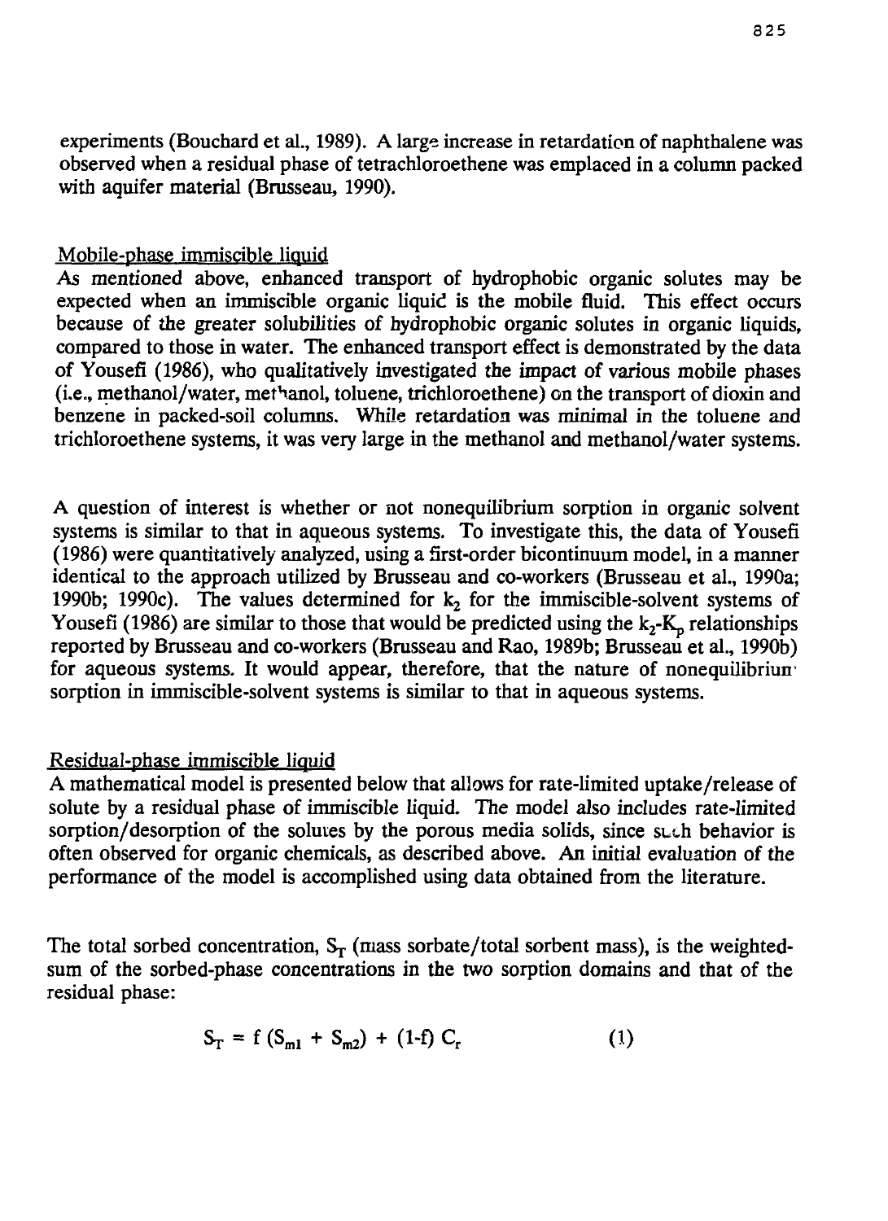experiments (Bouchard et al., 1989). A large increase in retardation of naphthalene was observed when a residual phase of tetrachloroethene was emplaced in a column packed with aquifer material (Brusseau, 1990).

### Mobile-phase immiscible liquid

As mentioned above, enhanced transport of hydrophobic organic solutes may be expected when an immiscible organic liquid is the mobile fluid. This effect occurs because of the greater solubilities of hydrophobic organic solutes in organic liquids, compared to those in water. The enhanced transport effect is demonstrated by the data of Yousefi (1986), who qualitatively investigated the impact of various mobile phases (i.e., methanol/water, methanol, toluene, trichloroethene) on the transport of dioxin and benzene in packed-soil columns. While retardation was minimal in the toluene and trichloroethene systems, it was very large in the methanol and methanol/water systems.

A question of interest is whether or not nonequilibrium sorption in organic solvent systems is similar to that in aqueous systems. To investigate this, the data of Yousefi (1986) were quantitatively analyzed, using a first-order bicontinuum model, in a manner identical to the approach utilized by Brusseau and co-workers (Brusseau et al., 1990a; 1990b; 1990c). The values determined for $k_2$ for the immiscible-solvent systems of Yousefi (1986) are similar to those that would be predicted using the $k_2$-$K_p$ relationships reported by Brusseau and co-workers (Brusseau and Rao, 1989b; Brusseau et al., 1990b) for aqueous systems. It would appear, therefore, that the nature of nonequilibrium sorption in immiscible-solvent systems is similar to that in aqueous systems.

### Residual-phase immiscible liquid

A mathematical model is presented below that allows for rate-limited uptake/release of solute by a residual phase of immiscible liquid. The model also includes rate-limited sorption/desorption of the solutes by the porous media solids, since such behavior is often observed for organic chemicals, as described above. An initial evaluation of the performance of the model is accomplished using data obtained from the literature.

The total sorbed concentration, $S_T$ (mass sorbate/total sorbent mass), is the weighted-sum of the sorbed-phase concentrations in the two sorption domains and that of the residual phase:

$$S_T = f\,(S_{m1} + S_{m2}) + (1-f)\,C_r \qquad (1)$$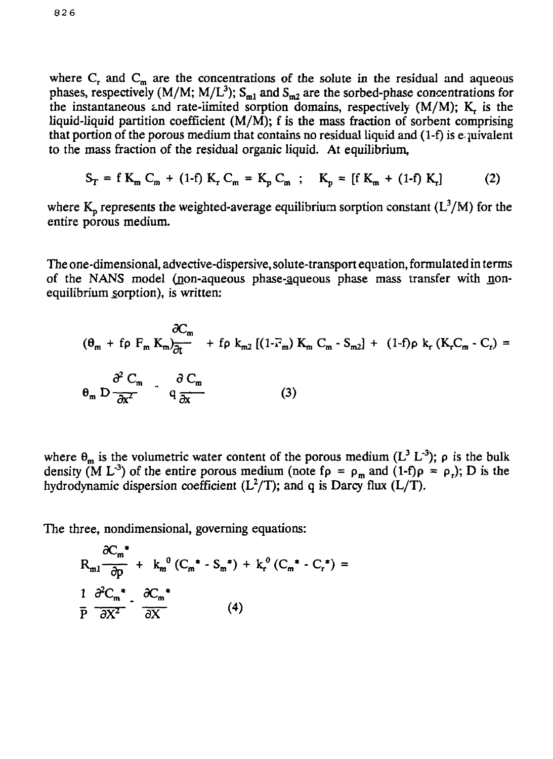where $C_r$ and $C_m$ are the concentrations of the solute in the residual and aqueous phases, respectively (M/M; M/L$^3$); $S_{m1}$ and $S_{m2}$ are the sorbed-phase concentrations for the instantaneous and rate-limited sorption domains, respectively (M/M); $K_r$ is the liquid-liquid partition coefficient (M/M); f is the mass fraction of sorbent comprising that portion of the porous medium that contains no residual liquid and (1-f) is equivalent to the mass fraction of the residual organic liquid. At equilibrium,

$$S_T = f\, K_m\, C_m + (1\text{-}f)\, K_r\, C_m = K_p\, C_m \;; \quad K_p = [f\, K_m + (1\text{-}f)\, K_r] \tag{2}$$

where $K_p$ represents the weighted-average equilibrium sorption constant (L$^3$/M) for the entire porous medium.

The one-dimensional, advective-dispersive, solute-transport equation, formulated in terms of the NANS model (non-aqueous phase-aqueous phase mass transfer with non-equilibrium sorption), is written:

$$(\theta_m + f\rho\, F_m\, K_m)\frac{\partial C_m}{\partial t} + f\rho\, k_{m2}\,[(1\text{-}F_m)\, K_m\, C_m - S_{m2}] + (1\text{-}f)\rho\, k_r\,(K_r C_m - C_r) = \theta_m\, D\frac{\partial^2 C_m}{\partial x^2} - q\frac{\partial C_m}{\partial x} \tag{3}$$

where $\theta_m$ is the volumetric water content of the porous medium (L$^3$ L$^{-3}$); $\rho$ is the bulk density (M L$^{-3}$) of the entire porous medium (note $f\rho = \rho_m$ and $(1\text{-}f)\rho = \rho_r$); D is the hydrodynamic dispersion coefficient (L$^2$/T); and q is Darcy flux (L/T).

The three, nondimensional, governing equations:

$$R_{m1}\frac{\partial C_m^*}{\partial p} + k_m^0\,(C_m^* - S_m^*) + k_r^0\,(C_m^* - C_r^*) = \frac{1}{P}\frac{\partial^2 C_m^*}{\partial X^2} - \frac{\partial C_m^*}{\partial X} \tag{4}$$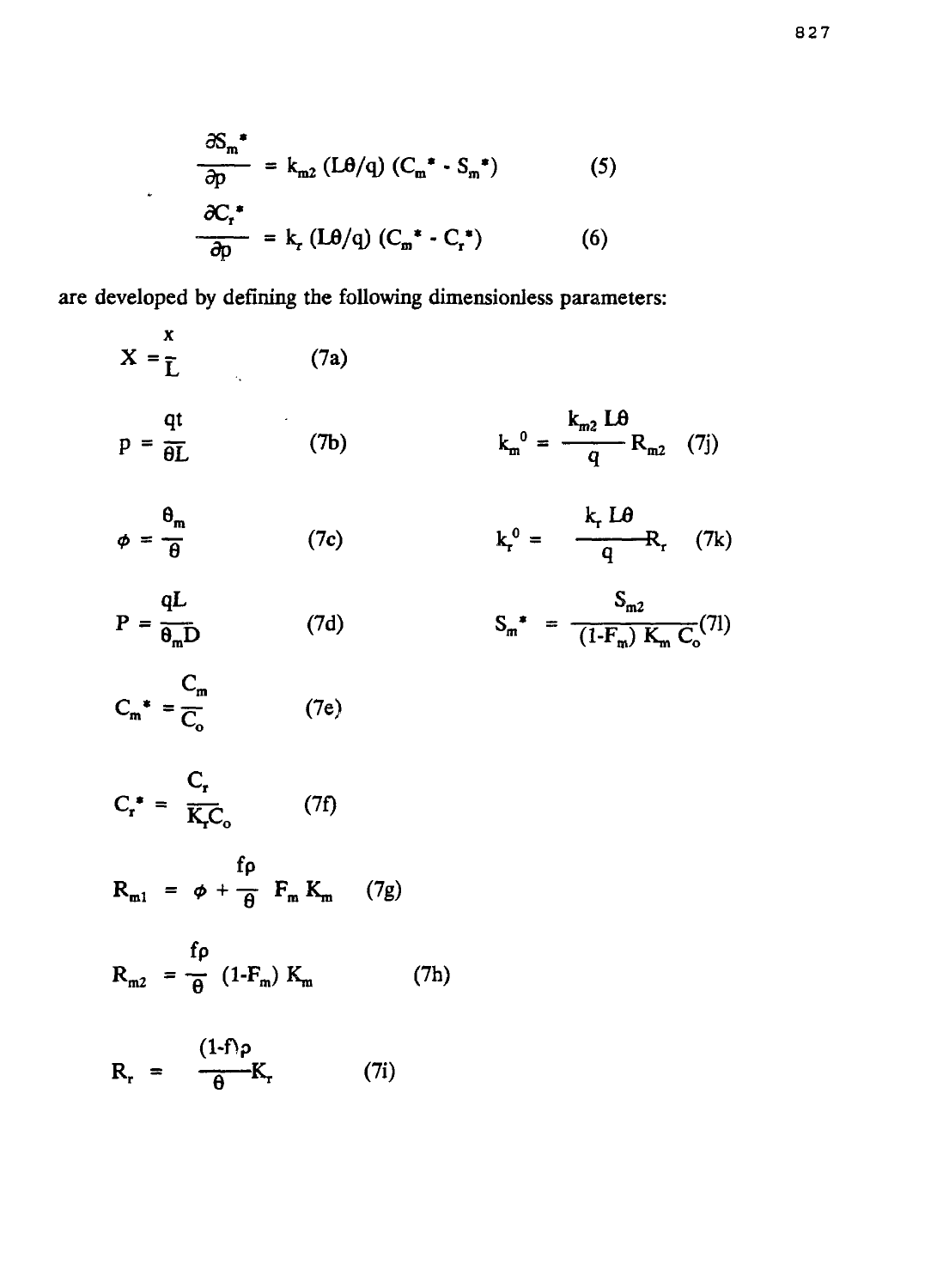$$\frac{\partial S_m^*}{\partial p} = k_{m2}\,(L\theta/q)\,(C_m^* - S_m^*) \tag{5}$$

$$\frac{\partial C_r^*}{\partial p} = k_r\,(L\theta/q)\,(C_m^* - C_r^*) \tag{6}$$

are developed by defining the following dimensionless parameters:

$$X = \frac{x}{L} \tag{7a}$$

$$p = \frac{qt}{\theta L} \tag{7b}$$

$$\phi = \frac{\theta_m}{\theta} \tag{7c}$$

$$P = \frac{qL}{\theta_m D} \tag{7d}$$

$$C_m^* = \frac{C_m}{C_o} \tag{7e}$$

$$C_r^* = \frac{C_r}{K_r C_o} \tag{7f}$$

$$R_{m1} = \phi + \frac{f\rho}{\theta}\,F_m K_m \tag{7g}$$

$$R_{m2} = \frac{f\rho}{\theta}\,(1-F_m)\,K_m \tag{7h}$$

$$R_r = \frac{(1-f)\rho}{\theta}K_r \tag{7i}$$

$$k_m^0 = \frac{k_{m2}\,L\theta}{q}R_{m2} \tag{7j}$$

$$k_r^0 = \frac{k_r\,L\theta}{q}R_r \tag{7k}$$

$$S_m^* = \frac{S_{m2}}{(1-F_m)\,K_m\,C_o} \tag{7l}$$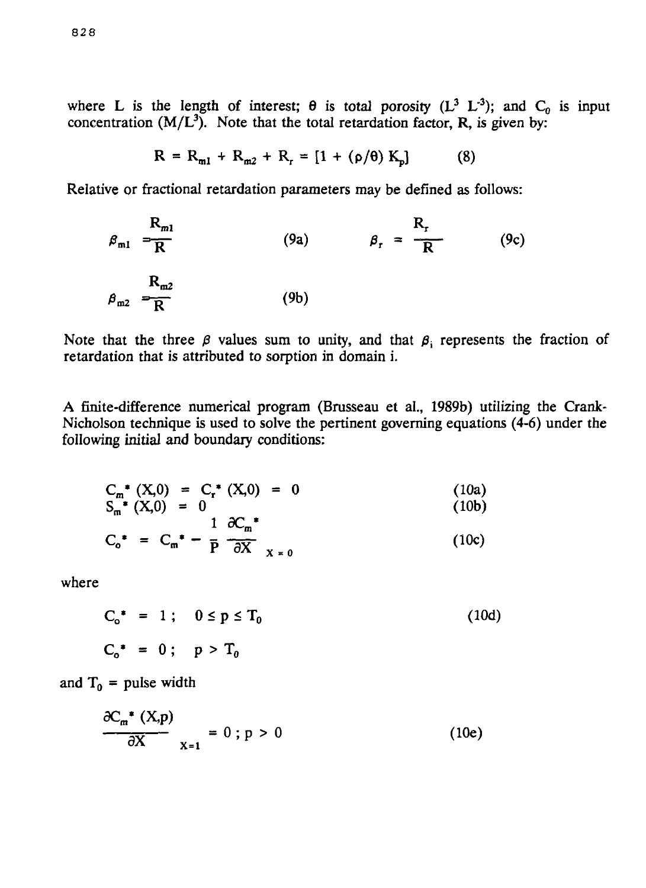where L is the length of interest; $\theta$ is total porosity ($L^3$ $L^{-3}$); and $C_0$ is input concentration ($M/L^3$). Note that the total retardation factor, R, is given by:

$$R = R_{m1} + R_{m2} + R_r = [1 + (\rho/\theta) K_p] \qquad (8)$$

Relative or fractional retardation parameters may be defined as follows:

$$\beta_{m1} = \frac{R_{m1}}{R} \qquad (9a) \qquad\qquad \beta_r = \frac{R_r}{R} \qquad (9c)$$

$$\beta_{m2} = \frac{R_{m2}}{R} \qquad (9b)$$

Note that the three $\beta$ values sum to unity, and that $\beta_i$ represents the fraction of retardation that is attributed to sorption in domain i.

A finite-difference numerical program (Brusseau et al., 1989b) utilizing the Crank-Nicholson technique is used to solve the pertinent governing equations (4-6) under the following initial and boundary conditions:

$$C_m^* (X,0) = C_r^* (X,0) = 0 \qquad (10a)$$

$$S_m^* (X,0) = 0 \qquad (10b)$$

$$C_o^* = C_m^* - \frac{1}{P} \frac{\partial C_m^*}{\partial X} \Bigg|_{X=0} \qquad (10c)$$

where

$$C_o^* = 1 ; \quad 0 \leq p \leq T_0 \qquad (10d)$$

$$C_o^* = 0 ; \quad p > T_0$$

and $T_0$ = pulse width

$$\frac{\partial C_m^* (X,p)}{\partial X} \Bigg|_{X=1} = 0 ; p > 0 \qquad (10e)$$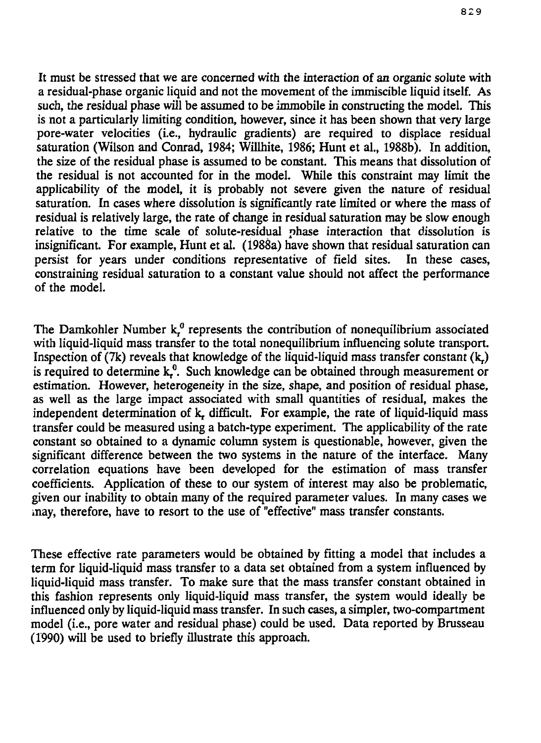It must be stressed that we are concerned with the interaction of an organic solute with a residual-phase organic liquid and not the movement of the immiscible liquid itself. As such, the residual phase will be assumed to be immobile in constructing the model. This is not a particularly limiting condition, however, since it has been shown that very large pore-water velocities (i.e., hydraulic gradients) are required to displace residual saturation (Wilson and Conrad, 1984; Willhite, 1986; Hunt et al., 1988b). In addition, the size of the residual phase is assumed to be constant. This means that dissolution of the residual is not accounted for in the model. While this constraint may limit the applicability of the model, it is probably not severe given the nature of residual saturation. In cases where dissolution is significantly rate limited or where the mass of residual is relatively large, the rate of change in residual saturation may be slow enough relative to the time scale of solute-residual phase interaction that dissolution is insignificant. For example, Hunt et al. (1988a) have shown that residual saturation can persist for years under conditions representative of field sites. In these cases, constraining residual saturation to a constant value should not affect the performance of the model.

The Damkohler Number $k_r^0$ represents the contribution of nonequilibrium associated with liquid-liquid mass transfer to the total nonequilibrium influencing solute transport. Inspection of (7k) reveals that knowledge of the liquid-liquid mass transfer constant ($k_r$) is required to determine $k_r^0$. Such knowledge can be obtained through measurement or estimation. However, heterogeneity in the size, shape, and position of residual phase, as well as the large impact associated with small quantities of residual, makes the independent determination of $k_r$ difficult. For example, the rate of liquid-liquid mass transfer could be measured using a batch-type experiment. The applicability of the rate constant so obtained to a dynamic column system is questionable, however, given the significant difference between the two systems in the nature of the interface. Many correlation equations have been developed for the estimation of mass transfer coefficients. Application of these to our system of interest may also be problematic, given our inability to obtain many of the required parameter values. In many cases we may, therefore, have to resort to the use of "effective" mass transfer constants.

These effective rate parameters would be obtained by fitting a model that includes a term for liquid-liquid mass transfer to a data set obtained from a system influenced by liquid-liquid mass transfer. To make sure that the mass transfer constant obtained in this fashion represents only liquid-liquid mass transfer, the system would ideally be influenced only by liquid-liquid mass transfer. In such cases, a simpler, two-compartment model (i.e., pore water and residual phase) could be used. Data reported by Brusseau (1990) will be used to briefly illustrate this approach.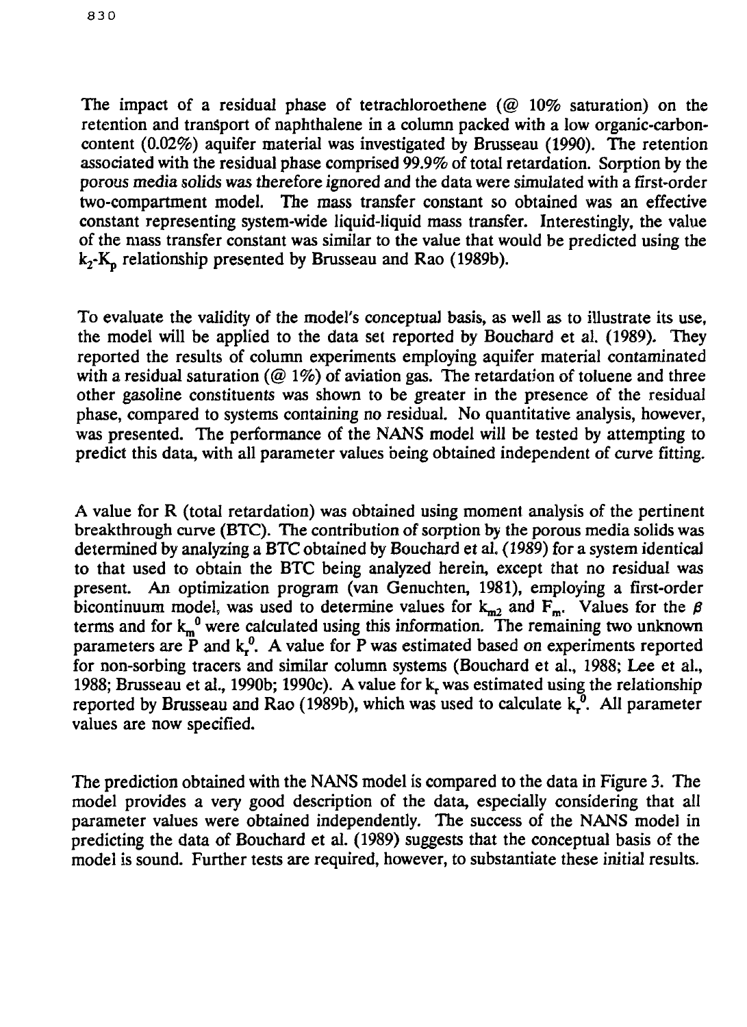The impact of a residual phase of tetrachloroethene (@ 10% saturation) on the retention and transport of naphthalene in a column packed with a low organic-carbon-content (0.02%) aquifer material was investigated by Brusseau (1990). The retention associated with the residual phase comprised 99.9% of total retardation. Sorption by the porous media solids was therefore ignored and the data were simulated with a first-order two-compartment model. The mass transfer constant so obtained was an effective constant representing system-wide liquid-liquid mass transfer. Interestingly, the value of the mass transfer constant was similar to the value that would be predicted using the $k_2$-$K_p$ relationship presented by Brusseau and Rao (1989b).

To evaluate the validity of the model's conceptual basis, as well as to illustrate its use, the model will be applied to the data set reported by Bouchard et al. (1989). They reported the results of column experiments employing aquifer material contaminated with a residual saturation (@ 1%) of aviation gas. The retardation of toluene and three other gasoline constituents was shown to be greater in the presence of the residual phase, compared to systems containing no residual. No quantitative analysis, however, was presented. The performance of the NANS model will be tested by attempting to predict this data, with all parameter values being obtained independent of curve fitting.

A value for R (total retardation) was obtained using moment analysis of the pertinent breakthrough curve (BTC). The contribution of sorption by the porous media solids was determined by analyzing a BTC obtained by Bouchard et al. (1989) for a system identical to that used to obtain the BTC being analyzed herein, except that no residual was present. An optimization program (van Genuchten, 1981), employing a first-order bicontinuum model, was used to determine values for $k_{m2}$ and $F_m$. Values for the $\beta$ terms and for $k_m^0$ were calculated using this information. The remaining two unknown parameters are P and $k_r^0$. A value for P was estimated based on experiments reported for non-sorbing tracers and similar column systems (Bouchard et al., 1988; Lee et al., 1988; Brusseau et al., 1990b; 1990c). A value for $k_r$ was estimated using the relationship reported by Brusseau and Rao (1989b), which was used to calculate $k_r^0$. All parameter values are now specified.

The prediction obtained with the NANS model is compared to the data in Figure 3. The model provides a very good description of the data, especially considering that all parameter values were obtained independently. The success of the NANS model in predicting the data of Bouchard et al. (1989) suggests that the conceptual basis of the model is sound. Further tests are required, however, to substantiate these initial results.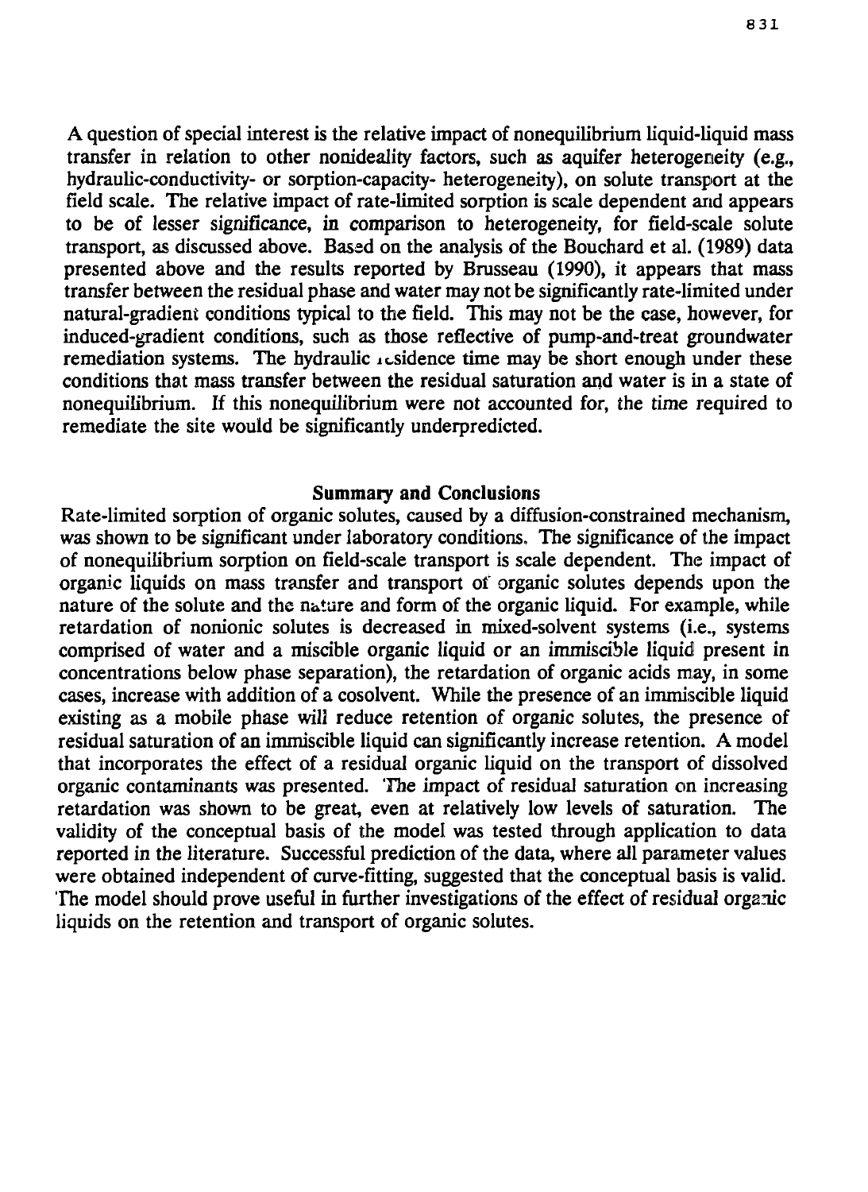A question of special interest is the relative impact of nonequilibrium liquid-liquid mass transfer in relation to other nonideality factors, such as aquifer heterogeneity (e.g., hydraulic-conductivity- or sorption-capacity- heterogeneity), on solute transport at the field scale. The relative impact of rate-limited sorption is scale dependent and appears to be of lesser significance, in comparison to heterogeneity, for field-scale solute transport, as discussed above. Based on the analysis of the Bouchard et al. (1989) data presented above and the results reported by Brusseau (1990), it appears that mass transfer between the residual phase and water may not be significantly rate-limited under natural-gradient conditions typical to the field. This may not be the case, however, for induced-gradient conditions, such as those reflective of pump-and-treat groundwater remediation systems. The hydraulic residence time may be short enough under these conditions that mass transfer between the residual saturation and water is in a state of nonequilibrium. If this nonequilibrium were not accounted for, the time required to remediate the site would be significantly underpredicted.

## Summary and Conclusions

Rate-limited sorption of organic solutes, caused by a diffusion-constrained mechanism, was shown to be significant under laboratory conditions. The significance of the impact of nonequilibrium sorption on field-scale transport is scale dependent. The impact of organic liquids on mass transfer and transport of organic solutes depends upon the nature of the solute and the nature and form of the organic liquid. For example, while retardation of nonionic solutes is decreased in mixed-solvent systems (i.e., systems comprised of water and a miscible organic liquid or an immiscible liquid present in concentrations below phase separation), the retardation of organic acids may, in some cases, increase with addition of a cosolvent. While the presence of an immiscible liquid existing as a mobile phase will reduce retention of organic solutes, the presence of residual saturation of an immiscible liquid can significantly increase retention. A model that incorporates the effect of a residual organic liquid on the transport of dissolved organic contaminants was presented. The impact of residual saturation on increasing retardation was shown to be great, even at relatively low levels of saturation. The validity of the conceptual basis of the model was tested through application to data reported in the literature. Successful prediction of the data, where all parameter values were obtained independent of curve-fitting, suggested that the conceptual basis is valid. The model should prove useful in further investigations of the effect of residual organic liquids on the retention and transport of organic solutes.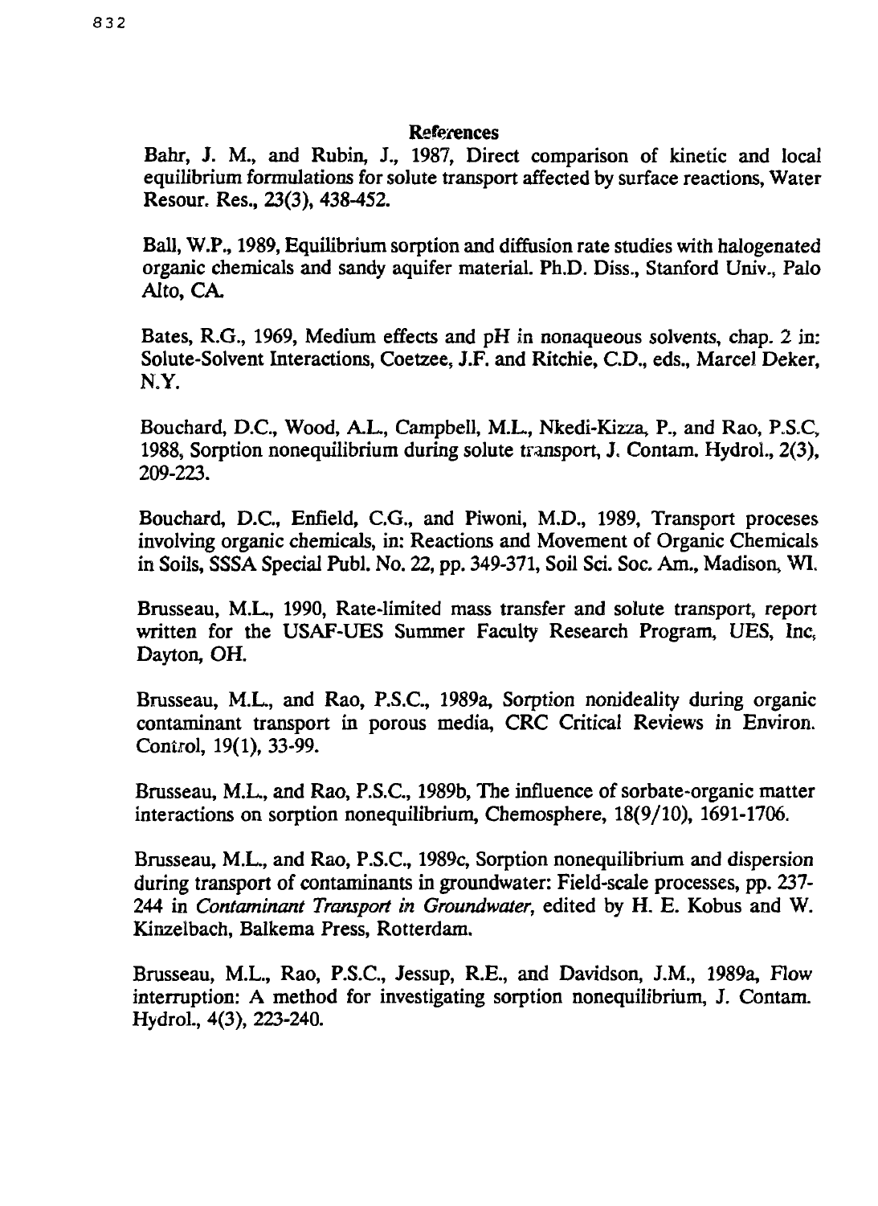## References

Bahr, J. M., and Rubin, J., 1987, Direct comparison of kinetic and local equilibrium formulations for solute transport affected by surface reactions, Water Resour. Res., 23(3), 438-452.

Ball, W.P., 1989, Equilibrium sorption and diffusion rate studies with halogenated organic chemicals and sandy aquifer material. Ph.D. Diss., Stanford Univ., Palo Alto, CA.

Bates, R.G., 1969, Medium effects and pH in nonaqueous solvents, chap. 2 in: Solute-Solvent Interactions, Coetzee, J.F. and Ritchie, C.D., eds., Marcel Deker, N.Y.

Bouchard, D.C., Wood, A.L., Campbell, M.L., Nkedi-Kizza, P., and Rao, P.S.C, 1988, Sorption nonequilibrium during solute transport, J. Contam. Hydrol., 2(3), 209-223.

Bouchard, D.C., Enfield, C.G., and Piwoni, M.D., 1989, Transport proceses involving organic chemicals, in: Reactions and Movement of Organic Chemicals in Soils, SSSA Special Publ. No. 22, pp. 349-371, Soil Sci. Soc. Am., Madison, WI.

Brusseau, M.L., 1990, Rate-limited mass transfer and solute transport, report written for the USAF-UES Summer Faculty Research Program, UES, Inc, Dayton, OH.

Brusseau, M.L., and Rao, P.S.C., 1989a, Sorption nonideality during organic contaminant transport in porous media, CRC Critical Reviews in Environ. Control, 19(1), 33-99.

Brusseau, M.L., and Rao, P.S.C., 1989b, The influence of sorbate-organic matter interactions on sorption nonequilibrium, Chemosphere, 18(9/10), 1691-1706.

Brusseau, M.L., and Rao, P.S.C., 1989c, Sorption nonequilibrium and dispersion during transport of contaminants in groundwater: Field-scale processes, pp. 237-244 in *Contaminant Transport in Groundwater*, edited by H. E. Kobus and W. Kinzelbach, Balkema Press, Rotterdam.

Brusseau, M.L., Rao, P.S.C., Jessup, R.E., and Davidson, J.M., 1989a, Flow interruption: A method for investigating sorption nonequilibrium, J. Contam. Hydrol., 4(3), 223-240.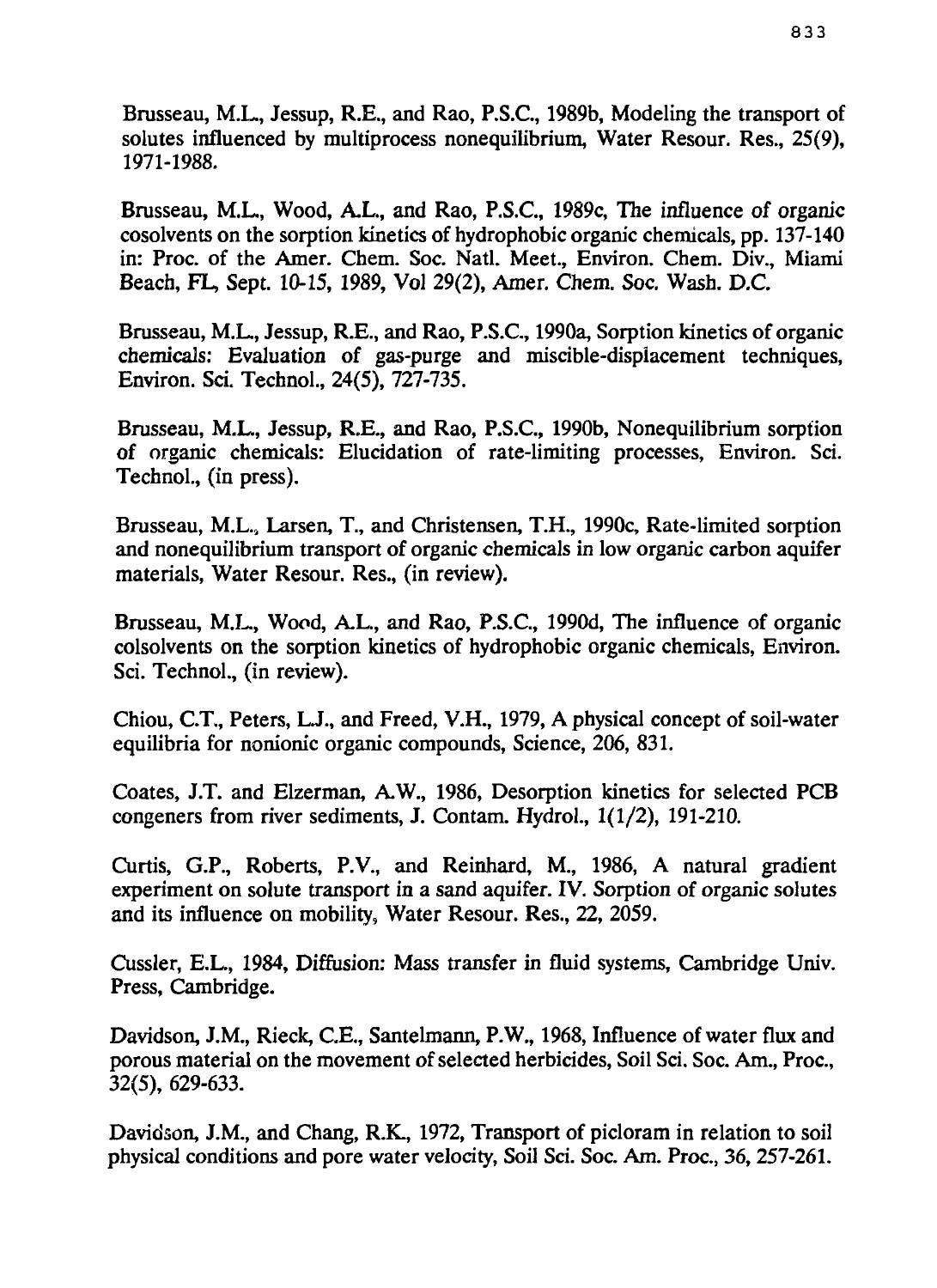Brusseau, M.L., Jessup, R.E., and Rao, P.S.C., 1989b, Modeling the transport of solutes influenced by multiprocess nonequilibrium, Water Resour. Res., 25(9), 1971-1988.

Brusseau, M.L., Wood, A.L., and Rao, P.S.C., 1989c, The influence of organic cosolvents on the sorption kinetics of hydrophobic organic chemicals, pp. 137-140 in: Proc. of the Amer. Chem. Soc. Natl. Meet., Environ. Chem. Div., Miami Beach, FL, Sept. 10-15, 1989, Vol 29(2), Amer. Chem. Soc. Wash. D.C.

Brusseau, M.L., Jessup, R.E., and Rao, P.S.C., 1990a, Sorption kinetics of organic chemicals: Evaluation of gas-purge and miscible-displacement techniques, Environ. Sci. Technol., 24(5), 727-735.

Brusseau, M.L., Jessup, R.E., and Rao, P.S.C., 1990b, Nonequilibrium sorption of organic chemicals: Elucidation of rate-limiting processes, Environ. Sci. Technol., (in press).

Brusseau, M.L., Larsen, T., and Christensen, T.H., 1990c, Rate-limited sorption and nonequilibrium transport of organic chemicals in low organic carbon aquifer materials, Water Resour. Res., (in review).

Brusseau, M.L., Wood, A.L., and Rao, P.S.C., 1990d, The influence of organic colsolvents on the sorption kinetics of hydrophobic organic chemicals, Environ. Sci. Technol., (in review).

Chiou, C.T., Peters, L.J., and Freed, V.H., 1979, A physical concept of soil-water equilibria for nonionic organic compounds, Science, 206, 831.

Coates, J.T. and Elzerman, A.W., 1986, Desorption kinetics for selected PCB congeners from river sediments, J. Contam. Hydrol., 1(1/2), 191-210.

Curtis, G.P., Roberts, P.V., and Reinhard, M., 1986, A natural gradient experiment on solute transport in a sand aquifer. IV. Sorption of organic solutes and its influence on mobility, Water Resour. Res., 22, 2059.

Cussler, E.L., 1984, Diffusion: Mass transfer in fluid systems, Cambridge Univ. Press, Cambridge.

Davidson, J.M., Rieck, C.E., Santelmann, P.W., 1968, Influence of water flux and porous material on the movement of selected herbicides, Soil Sci. Soc. Am., Proc., 32(5), 629-633.

Davidson, J.M., and Chang, R.K., 1972, Transport of picloram in relation to soil physical conditions and pore water velocity, Soil Sci. Soc. Am. Proc., 36, 257-261.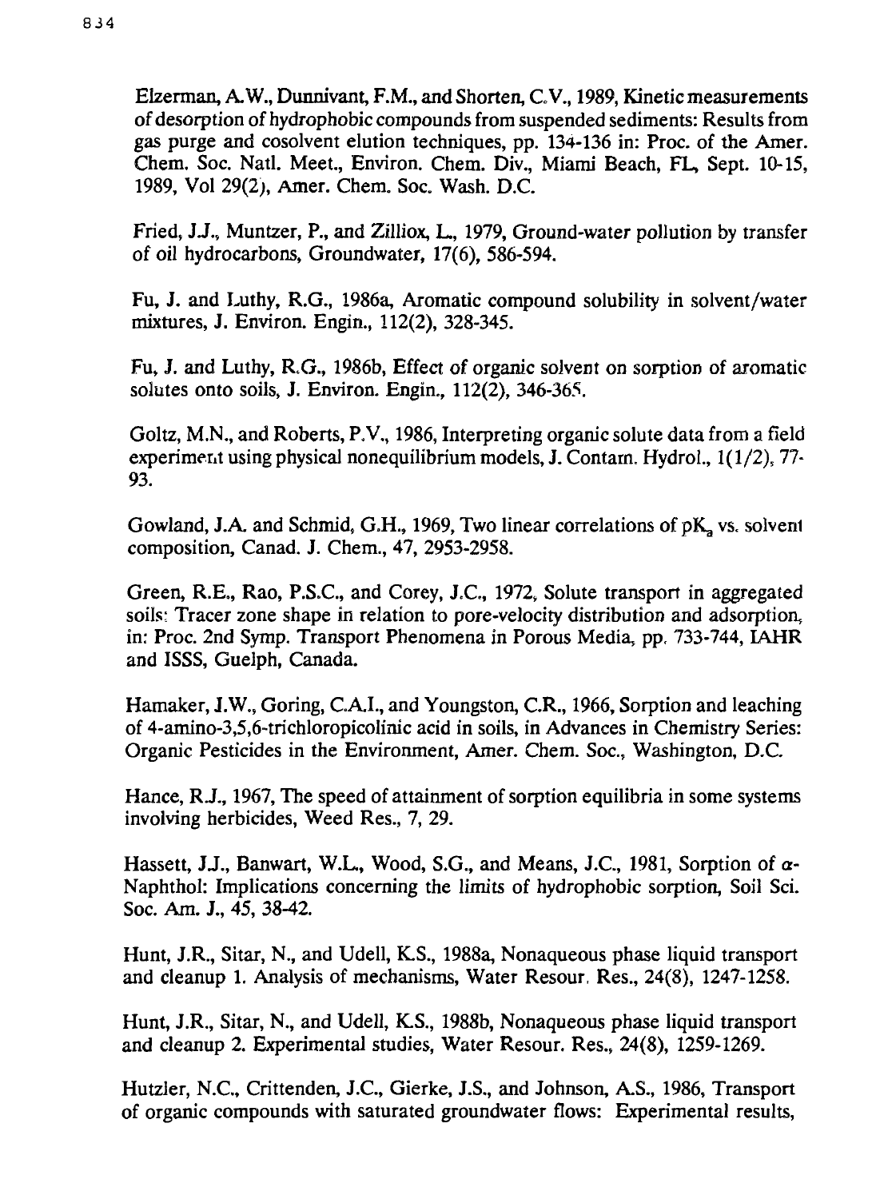Elzerman, A.W., Dunnivant, F.M., and Shorten, C.V., 1989, Kinetic measurements of desorption of hydrophobic compounds from suspended sediments: Results from gas purge and cosolvent elution techniques, pp. 134-136 in: Proc. of the Amer. Chem. Soc. Natl. Meet., Environ. Chem. Div., Miami Beach, FL, Sept. 10-15, 1989, Vol 29(2), Amer. Chem. Soc. Wash. D.C.

Fried, J.J., Muntzer, P., and Zilliox, L., 1979, Ground-water pollution by transfer of oil hydrocarbons, Groundwater, 17(6), 586-594.

Fu, J. and Luthy, R.G., 1986a, Aromatic compound solubility in solvent/water mixtures, J. Environ. Engin., 112(2), 328-345.

Fu, J. and Luthy, R.G., 1986b, Effect of organic solvent on sorption of aromatic solutes onto soils, J. Environ. Engin., 112(2), 346-365.

Goltz, M.N., and Roberts, P.V., 1986, Interpreting organic solute data from a field experiment using physical nonequilibrium models, J. Contam. Hydrol., 1(1/2), 77-93.

Gowland, J.A. and Schmid, G.H., 1969, Two linear correlations of $pK_a$ vs. solvent composition, Canad. J. Chem., 47, 2953-2958.

Green, R.E., Rao, P.S.C., and Corey, J.C., 1972, Solute transport in aggregated soils: Tracer zone shape in relation to pore-velocity distribution and adsorption, in: Proc. 2nd Symp. Transport Phenomena in Porous Media, pp. 733-744, IAHR and ISSS, Guelph, Canada.

Hamaker, J.W., Goring, C.A.I., and Youngston, C.R., 1966, Sorption and leaching of 4-amino-3,5,6-trichloropicolinic acid in soils, in Advances in Chemistry Series: Organic Pesticides in the Environment, Amer. Chem. Soc., Washington, D.C.

Hance, R.J., 1967, The speed of attainment of sorption equilibria in some systems involving herbicides, Weed Res., 7, 29.

Hassett, J.J., Banwart, W.L., Wood, S.G., and Means, J.C., 1981, Sorption of $\alpha$-Naphthol: Implications concerning the limits of hydrophobic sorption, Soil Sci. Soc. Am. J., 45, 38-42.

Hunt, J.R., Sitar, N., and Udell, K.S., 1988a, Nonaqueous phase liquid transport and cleanup 1. Analysis of mechanisms, Water Resour. Res., 24(8), 1247-1258.

Hunt, J.R., Sitar, N., and Udell, K.S., 1988b, Nonaqueous phase liquid transport and cleanup 2. Experimental studies, Water Resour. Res., 24(8), 1259-1269.

Hutzler, N.C., Crittenden, J.C., Gierke, J.S., and Johnson, A.S., 1986, Transport of organic compounds with saturated groundwater flows: Experimental results,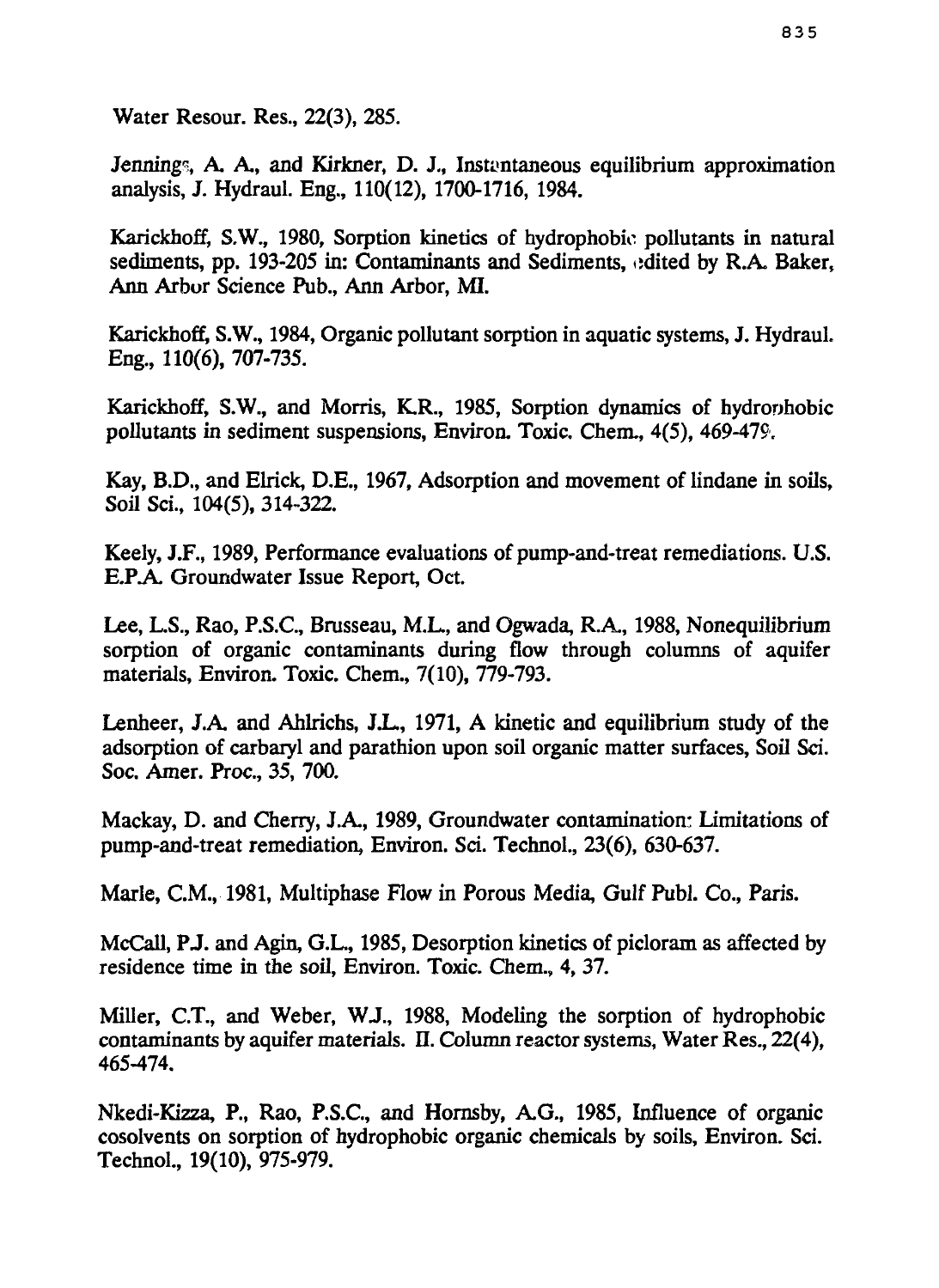Water Resour. Res., 22(3), 285.

Jennings, A. A., and Kirkner, D. J., Instantaneous equilibrium approximation analysis, J. Hydraul. Eng., 110(12), 1700-1716, 1984.

Karickhoff, S.W., 1980, Sorption kinetics of hydrophobic pollutants in natural sediments, pp. 193-205 in: Contaminants and Sediments, edited by R.A. Baker, Ann Arbor Science Pub., Ann Arbor, MI.

Karickhoff, S.W., 1984, Organic pollutant sorption in aquatic systems, J. Hydraul. Eng., 110(6), 707-735.

Karickhoff, S.W., and Morris, K.R., 1985, Sorption dynamics of hydrophobic pollutants in sediment suspensions, Environ. Toxic. Chem., 4(5), 469-479.

Kay, B.D., and Elrick, D.E., 1967, Adsorption and movement of lindane in soils, Soil Sci., 104(5), 314-322.

Keely, J.F., 1989, Performance evaluations of pump-and-treat remediations. U.S. E.P.A. Groundwater Issue Report, Oct.

Lee, L.S., Rao, P.S.C., Brusseau, M.L., and Ogwada, R.A., 1988, Nonequilibrium sorption of organic contaminants during flow through columns of aquifer materials, Environ. Toxic. Chem., 7(10), 779-793.

Lenheer, J.A. and Ahlrichs, J.L., 1971, A kinetic and equilibrium study of the adsorption of carbaryl and parathion upon soil organic matter surfaces, Soil Sci. Soc. Amer. Proc., 35, 700.

Mackay, D. and Cherry, J.A., 1989, Groundwater contamination: Limitations of pump-and-treat remediation, Environ. Sci. Technol., 23(6), 630-637.

Marle, C.M., 1981, Multiphase Flow in Porous Media, Gulf Publ. Co., Paris.

McCall, P.J. and Agin, G.L., 1985, Desorption kinetics of picloram as affected by residence time in the soil, Environ. Toxic. Chem., 4, 37.

Miller, C.T., and Weber, W.J., 1988, Modeling the sorption of hydrophobic contaminants by aquifer materials. II. Column reactor systems, Water Res., 22(4), 465-474.

Nkedi-Kizza, P., Rao, P.S.C., and Hornsby, A.G., 1985, Influence of organic cosolvents on sorption of hydrophobic organic chemicals by soils, Environ. Sci. Technol., 19(10), 975-979.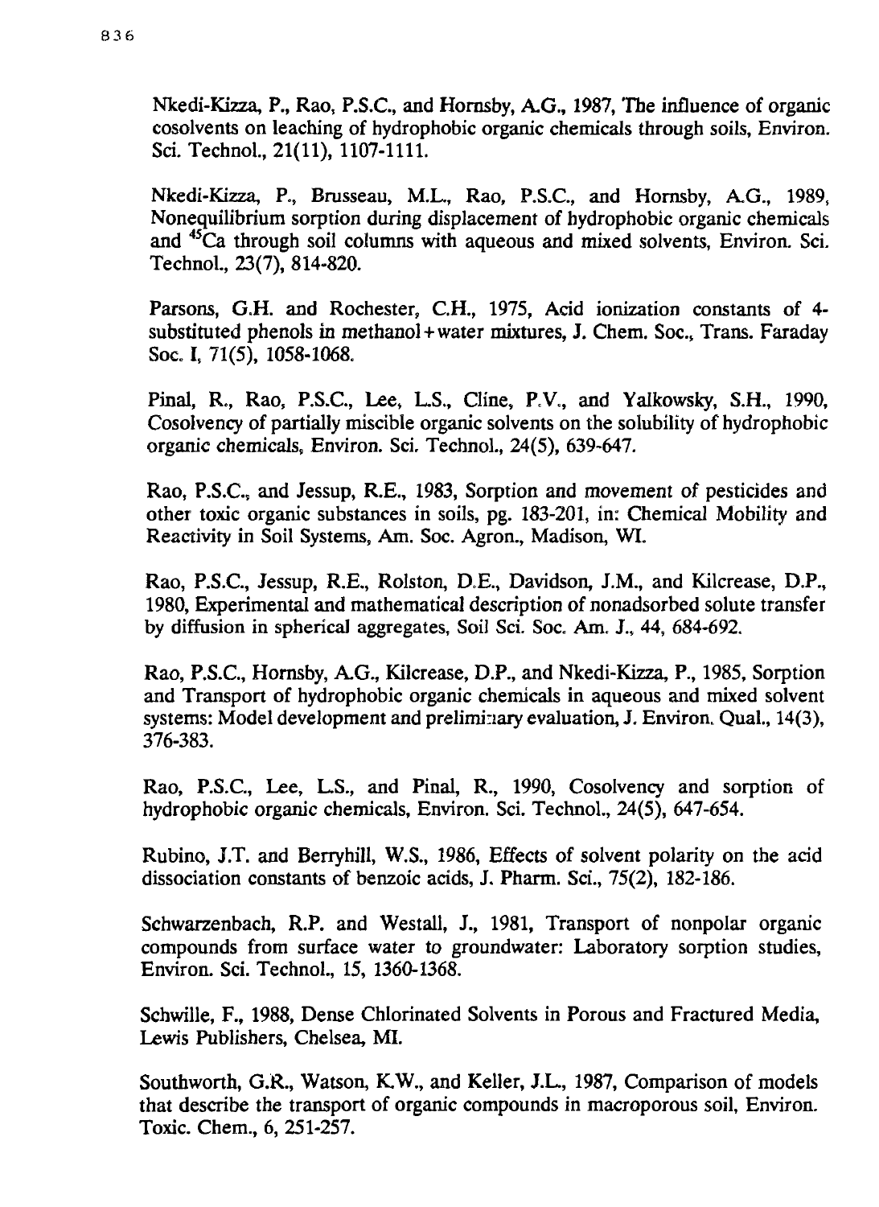Nkedi-Kizza, P., Rao, P.S.C., and Hornsby, A.G., 1987, The influence of organic cosolvents on leaching of hydrophobic organic chemicals through soils, Environ. Sci. Technol., 21(11), 1107-1111.

Nkedi-Kizza, P., Brusseau, M.L., Rao, P.S.C., and Hornsby, A.G., 1989, Nonequilibrium sorption during displacement of hydrophobic organic chemicals and $^{45}Ca$ through soil columns with aqueous and mixed solvents, Environ. Sci. Technol., 23(7), 814-820.

Parsons, G.H. and Rochester, C.H., 1975, Acid ionization constants of 4-substituted phenols in methanol + water mixtures, J. Chem. Soc., Trans. Faraday Soc. I, 71(5), 1058-1068.

Pinal, R., Rao, P.S.C., Lee, L.S., Cline, P.V., and Yalkowsky, S.H., 1990, Cosolvency of partially miscible organic solvents on the solubility of hydrophobic organic chemicals, Environ. Sci. Technol., 24(5), 639-647.

Rao, P.S.C., and Jessup, R.E., 1983, Sorption and movement of pesticides and other toxic organic substances in soils, pg. 183-201, in: Chemical Mobility and Reactivity in Soil Systems, Am. Soc. Agron., Madison, WI.

Rao, P.S.C., Jessup, R.E., Rolston, D.E., Davidson, J.M., and Kilcrease, D.P., 1980, Experimental and mathematical description of nonadsorbed solute transfer by diffusion in spherical aggregates, Soil Sci. Soc. Am. J., 44, 684-692.

Rao, P.S.C., Hornsby, A.G., Kilcrease, D.P., and Nkedi-Kizza, P., 1985, Sorption and Transport of hydrophobic organic chemicals in aqueous and mixed solvent systems: Model development and preliminary evaluation, J. Environ. Qual., 14(3), 376-383.

Rao, P.S.C., Lee, L.S., and Pinal, R., 1990, Cosolvency and sorption of hydrophobic organic chemicals, Environ. Sci. Technol., 24(5), 647-654.

Rubino, J.T. and Berryhill, W.S., 1986, Effects of solvent polarity on the acid dissociation constants of benzoic acids, J. Pharm. Sci., 75(2), 182-186.

Schwarzenbach, R.P. and Westall, J., 1981, Transport of nonpolar organic compounds from surface water to groundwater: Laboratory sorption studies, Environ. Sci. Technol., 15, 1360-1368.

Schwille, F., 1988, Dense Chlorinated Solvents in Porous and Fractured Media, Lewis Publishers, Chelsea, MI.

Southworth, G.R., Watson, K.W., and Keller, J.L., 1987, Comparison of models that describe the transport of organic compounds in macroporous soil, Environ. Toxic. Chem., 6, 251-257.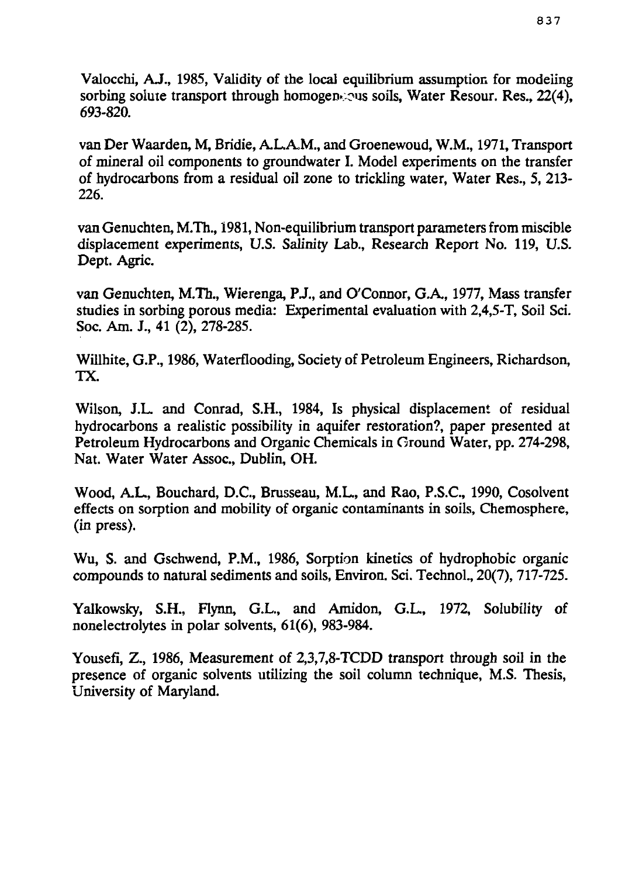Valocchi, A.J., 1985, Validity of the local equilibrium assumption for modeling sorbing solute transport through homogeneous soils, Water Resour. Res., 22(4), 693-820.

van Der Waarden, M, Bridie, A.L.A.M., and Groenewoud, W.M., 1971, Transport of mineral oil components to groundwater I. Model experiments on the transfer of hydrocarbons from a residual oil zone to trickling water, Water Res., 5, 213-226.

van Genuchten, M.Th., 1981, Non-equilibrium transport parameters from miscible displacement experiments, U.S. Salinity Lab., Research Report No. 119, U.S. Dept. Agric.

van Genuchten, M.Th., Wierenga, P.J., and O'Connor, G.A., 1977, Mass transfer studies in sorbing porous media: Experimental evaluation with 2,4,5-T, Soil Sci. Soc. Am. J., 41 (2), 278-285.

Willhite, G.P., 1986, Waterflooding, Society of Petroleum Engineers, Richardson, TX.

Wilson, J.L. and Conrad, S.H., 1984, Is physical displacement of residual hydrocarbons a realistic possibility in aquifer restoration?, paper presented at Petroleum Hydrocarbons and Organic Chemicals in Ground Water, pp. 274-298, Nat. Water Water Assoc., Dublin, OH.

Wood, A.L., Bouchard, D.C., Brusseau, M.L., and Rao, P.S.C., 1990, Cosolvent effects on sorption and mobility of organic contaminants in soils, Chemosphere, (in press).

Wu, S. and Gschwend, P.M., 1986, Sorption kinetics of hydrophobic organic compounds to natural sediments and soils, Environ. Sci. Technol., 20(7), 717-725.

Yalkowsky, S.H., Flynn, G.L., and Amidon, G.L., 1972, Solubility of nonelectrolytes in polar solvents, 61(6), 983-984.

Yousefi, Z., 1986, Measurement of 2,3,7,8-TCDD transport through soil in the presence of organic solvents utilizing the soil column technique, M.S. Thesis, University of Maryland.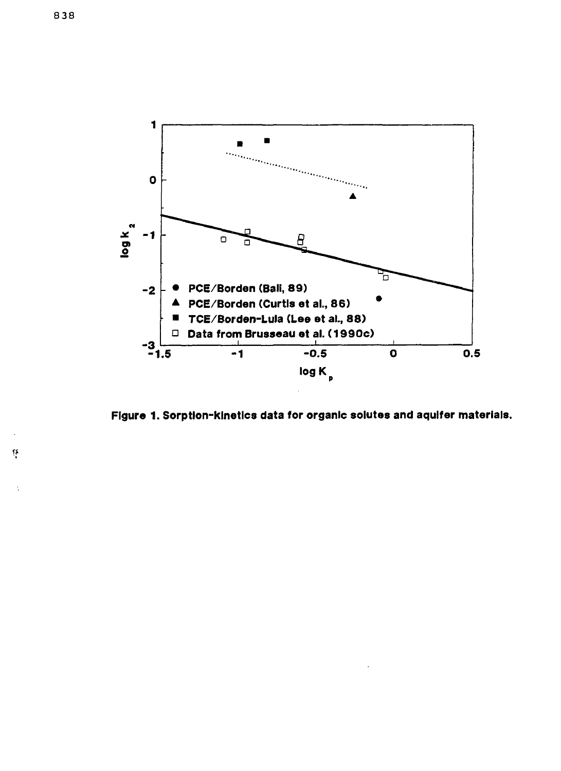Figure 1. Sorption-kinetics data for organic solutes and aquifer materials.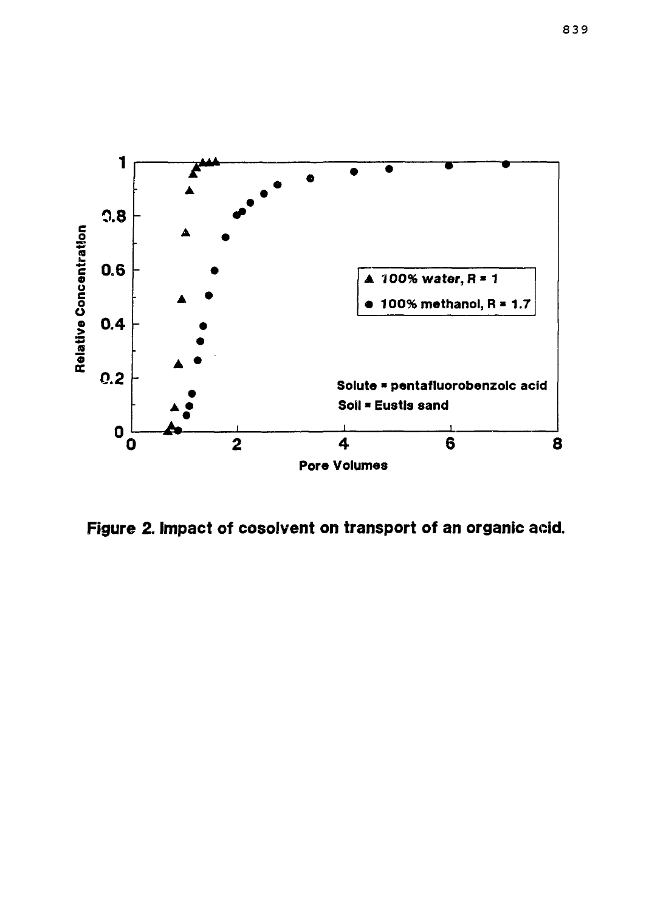Figure 2. Impact of cosolvent on transport of an organic acid.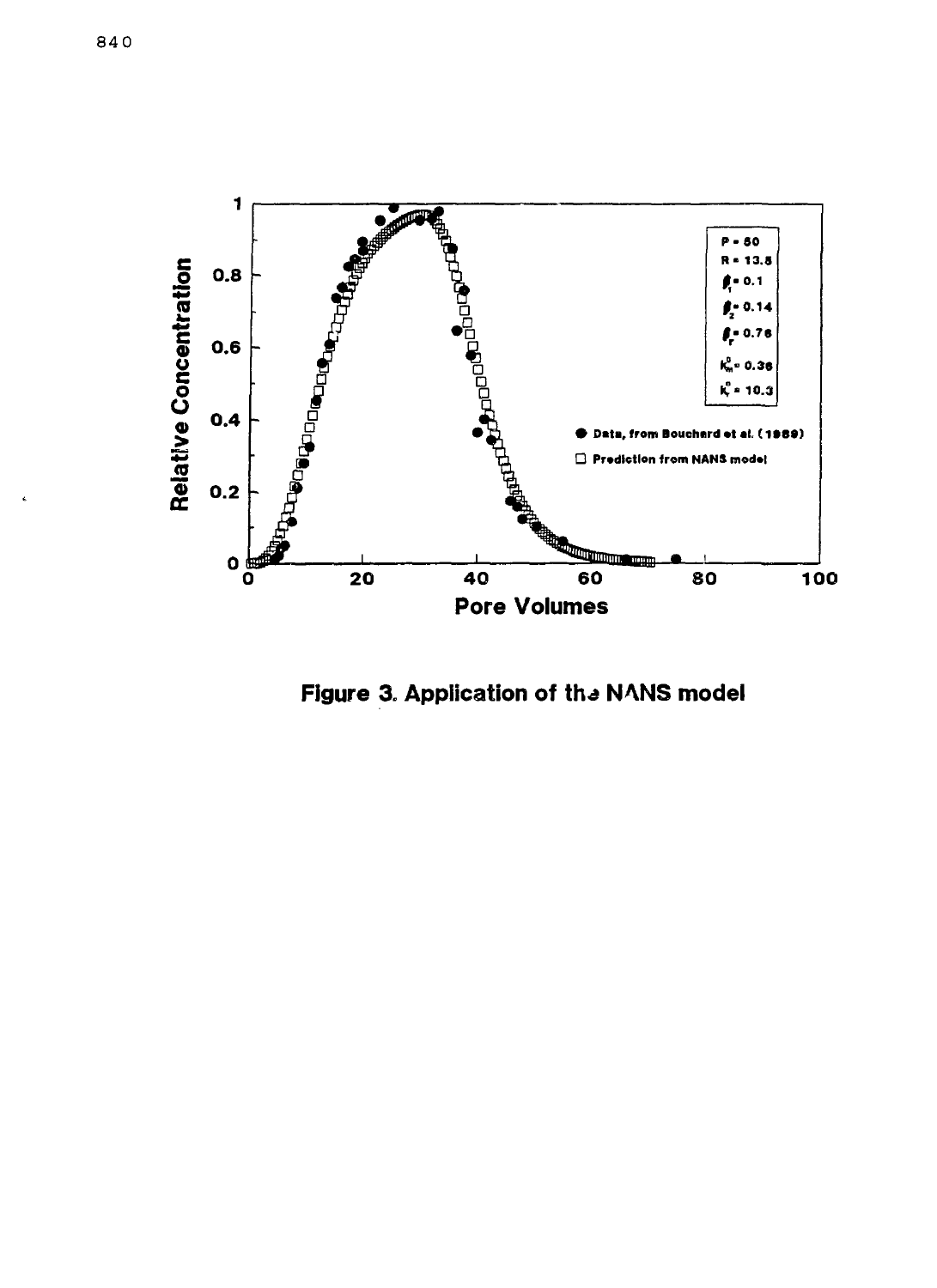Relative Concentration

Pore Volumes

0, 0.2, 0.4, 0.6, 0.8, 1

0, 20, 40, 60, 80, 100

$P = 50$
$R = 13.5$
$\beta_1 = 0.1$
$\beta_2 = 0.14$
$\beta_r = 0.76$
$k_m^0 = 0.36$
$k_r^0 = 10.3$

Data, from Bouchard et al. (1989)

Prediction from NANS model

**Figure 3. Application of the NANS model**